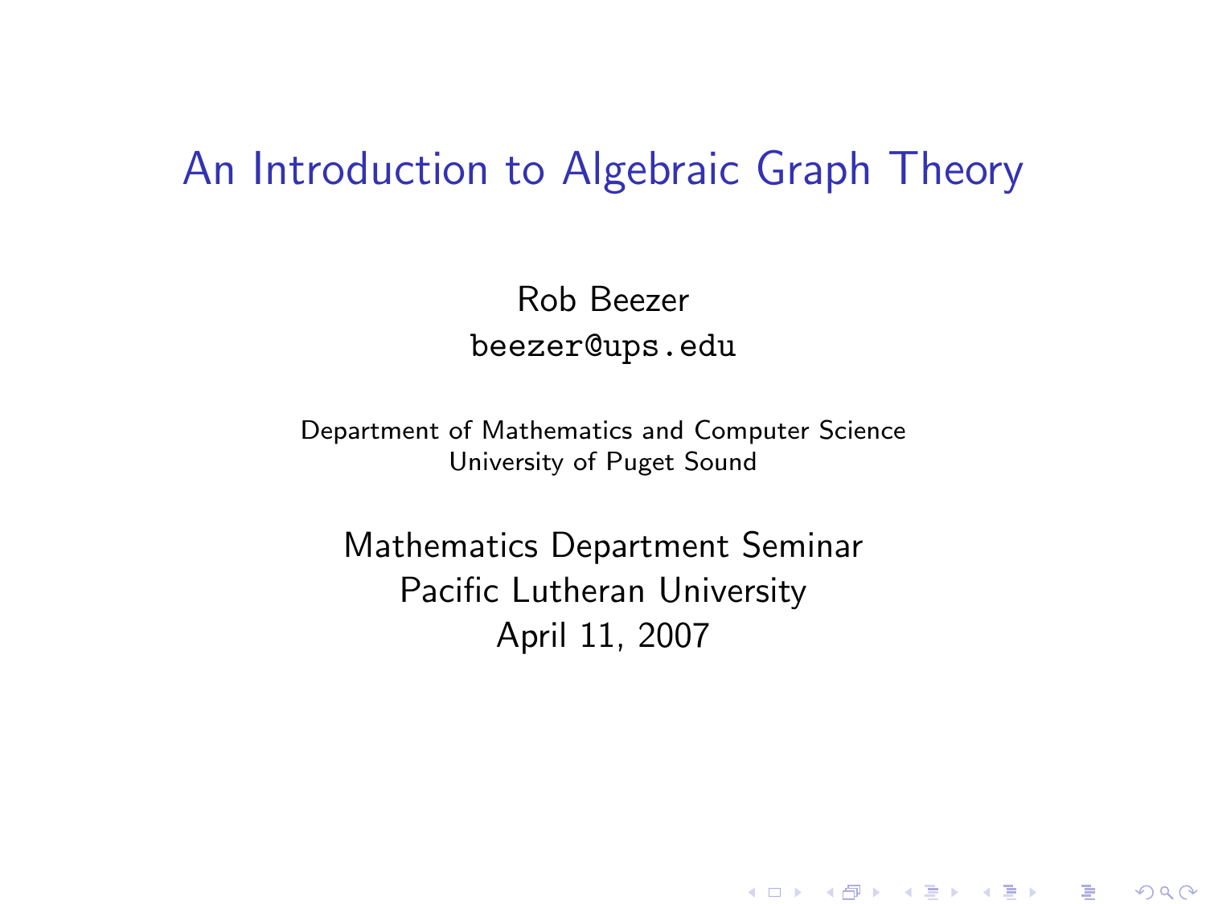# An Introduction to Algebraic Graph Theory

Rob Beezer
beezer@ups.edu

Department of Mathematics and Computer Science
University of Puget Sound

Mathematics Department Seminar
Pacific Lutheran University
April 11, 2007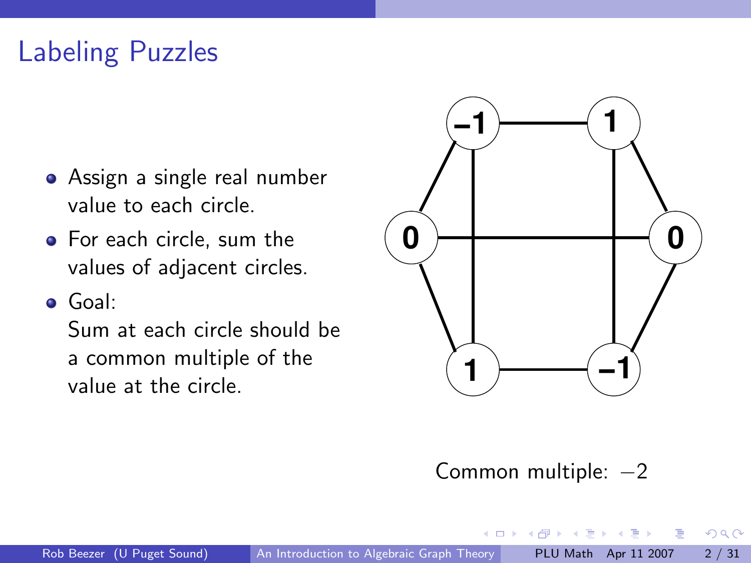# Labeling Puzzles

- Assign a single real number value to each circle.
- For each circle, sum the values of adjacent circles.
- Goal:
  Sum at each circle should be a common multiple of the value at the circle.

Common multiple: $-2$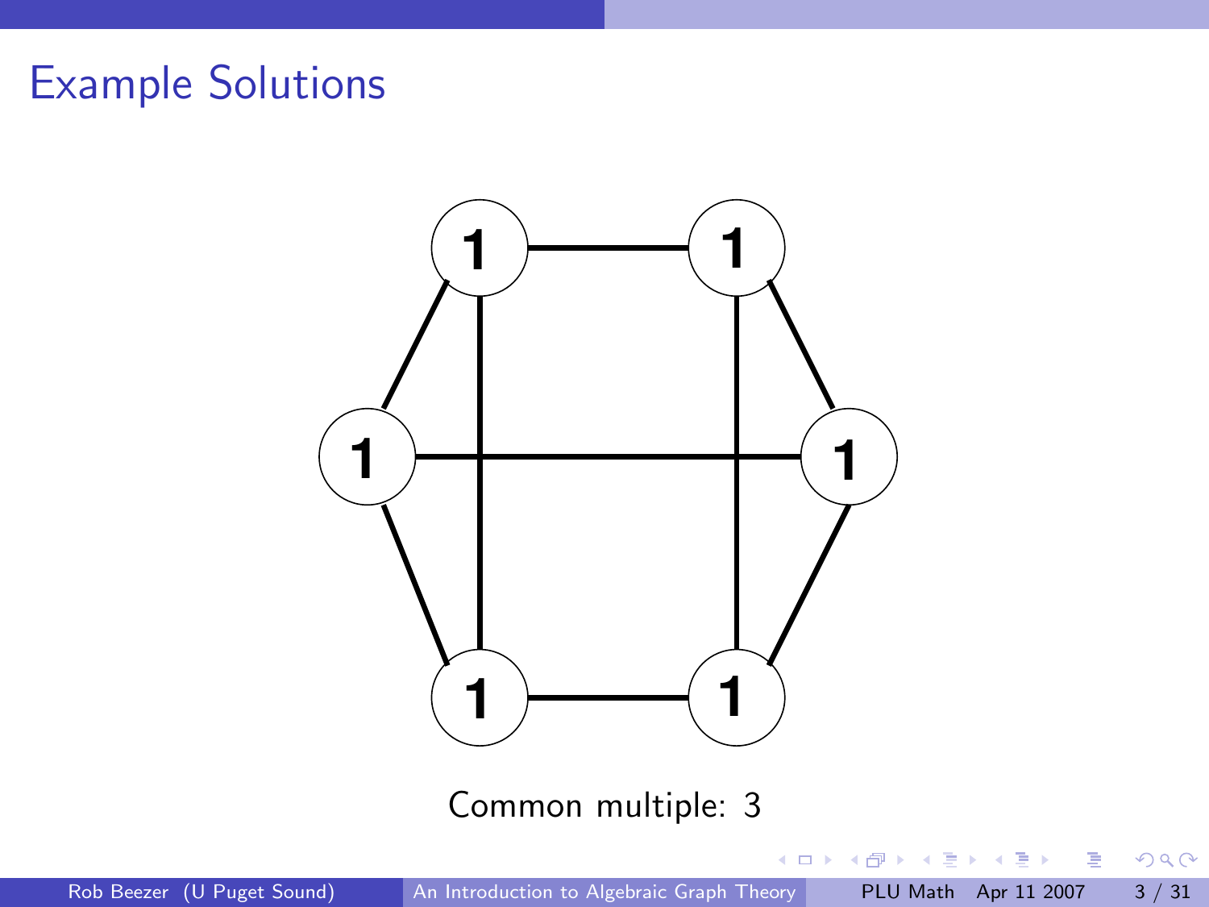# Example Solutions

Common multiple: 3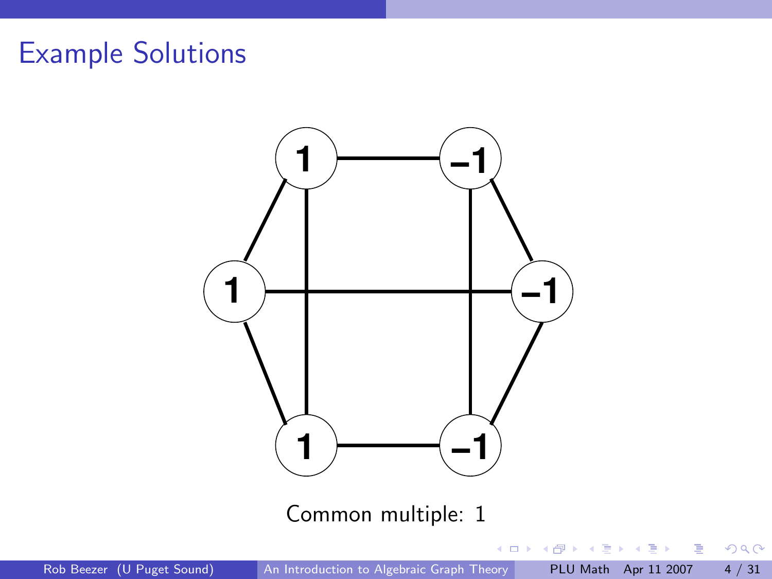# Example Solutions

Common multiple: 1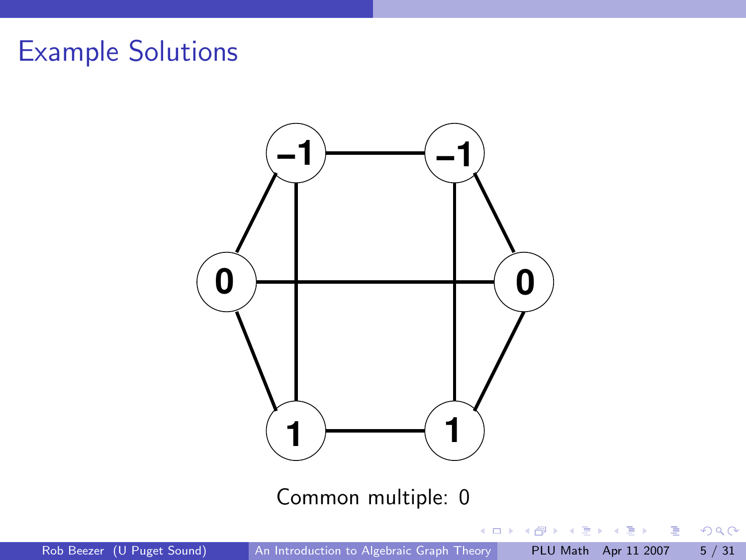# Example Solutions

Common multiple: 0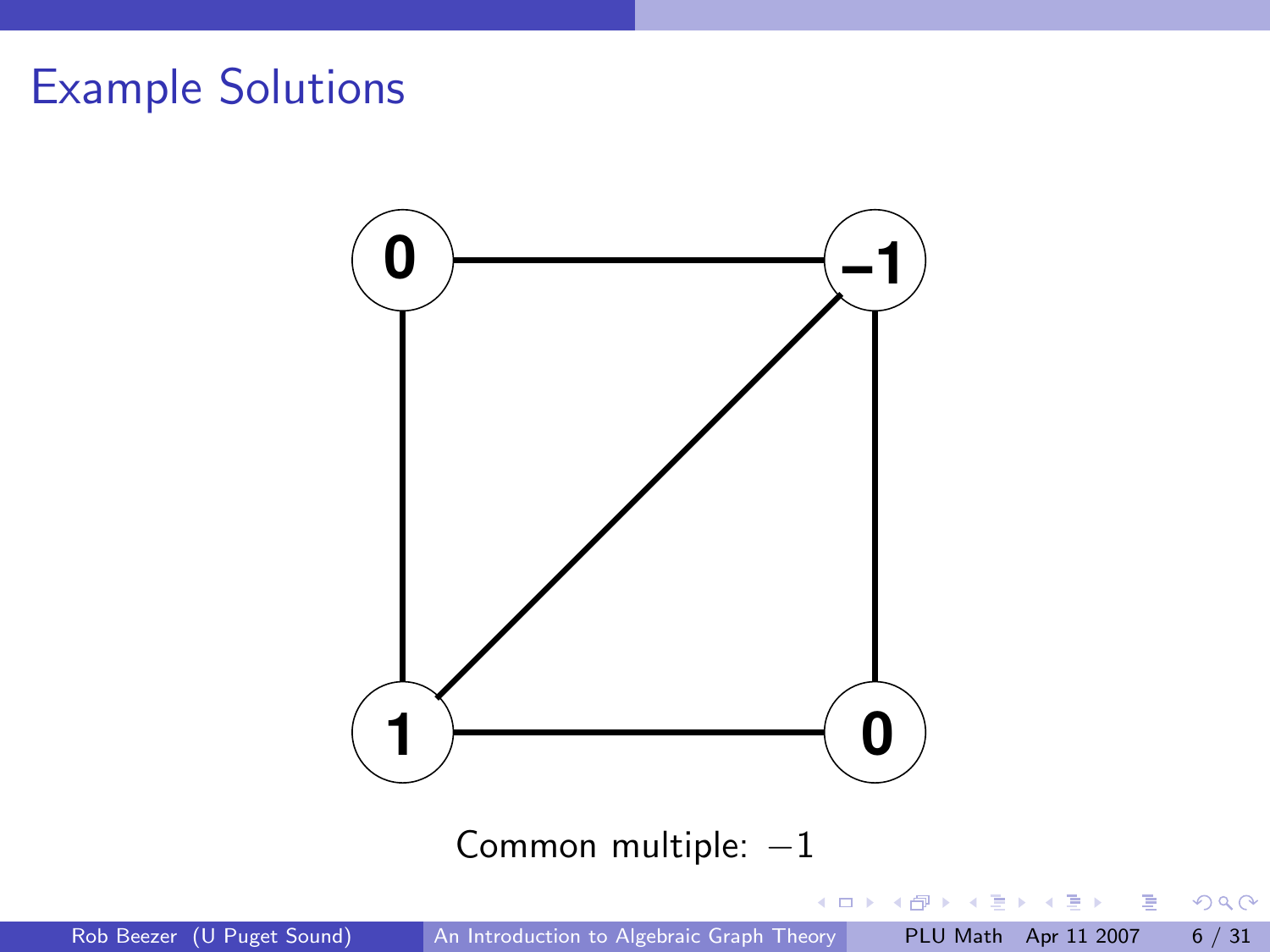# Example Solutions

Common multiple: $-1$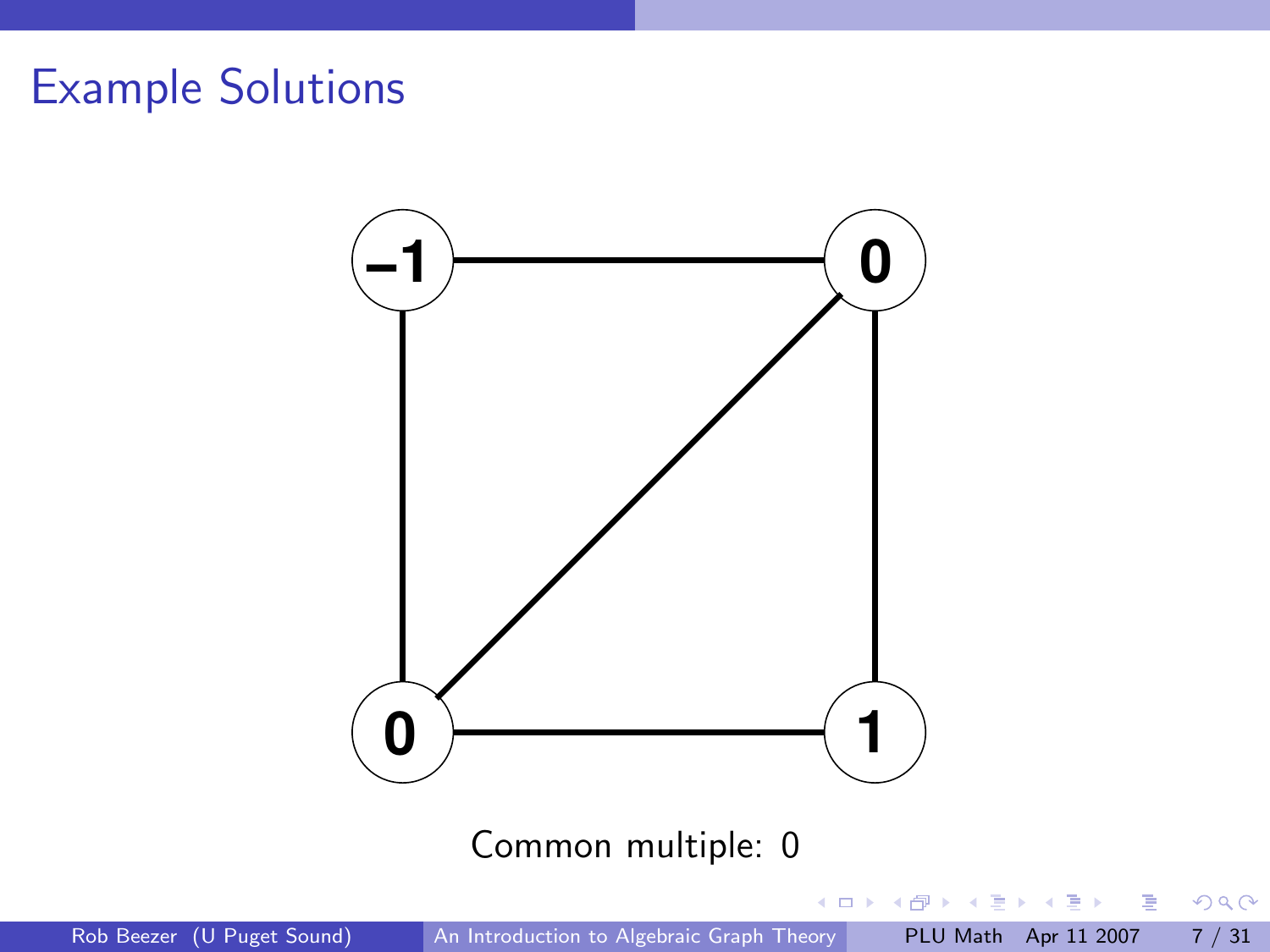# Example Solutions

Common multiple: 0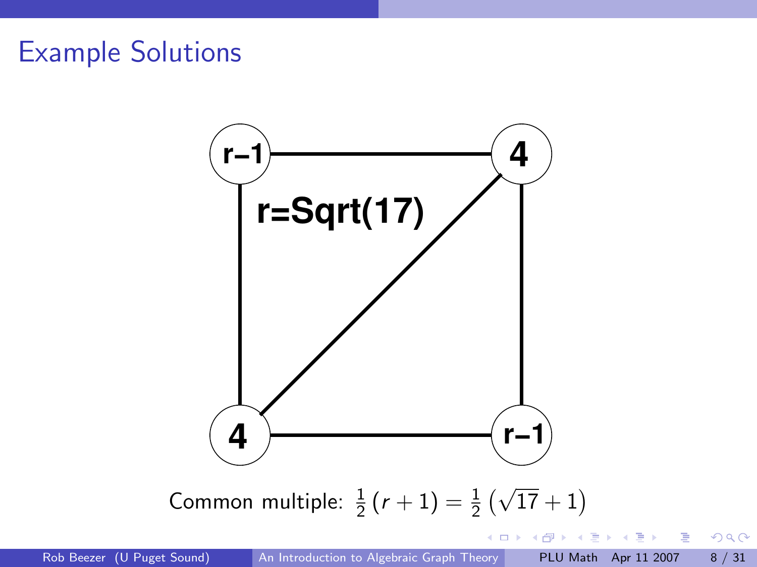# Example Solutions

r–1

4

r=Sqrt(17)

4

r–1

Common multiple: $\frac{1}{2}(r+1) = \frac{1}{2}\left(\sqrt{17}+1\right)$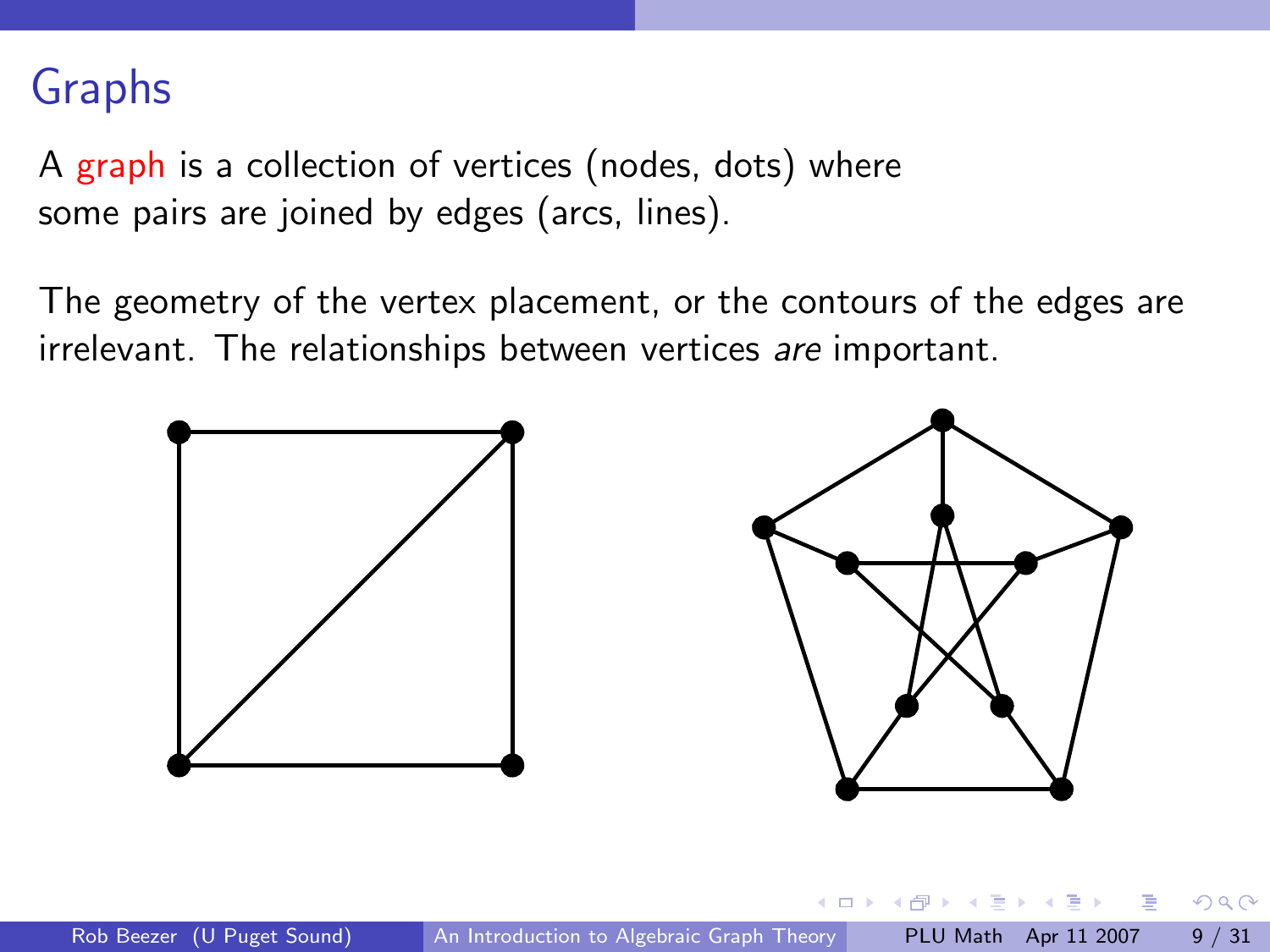# Graphs

A graph is a collection of vertices (nodes, dots) where some pairs are joined by edges (arcs, lines).

The geometry of the vertex placement, or the contours of the edges are irrelevant. The relationships between vertices *are* important.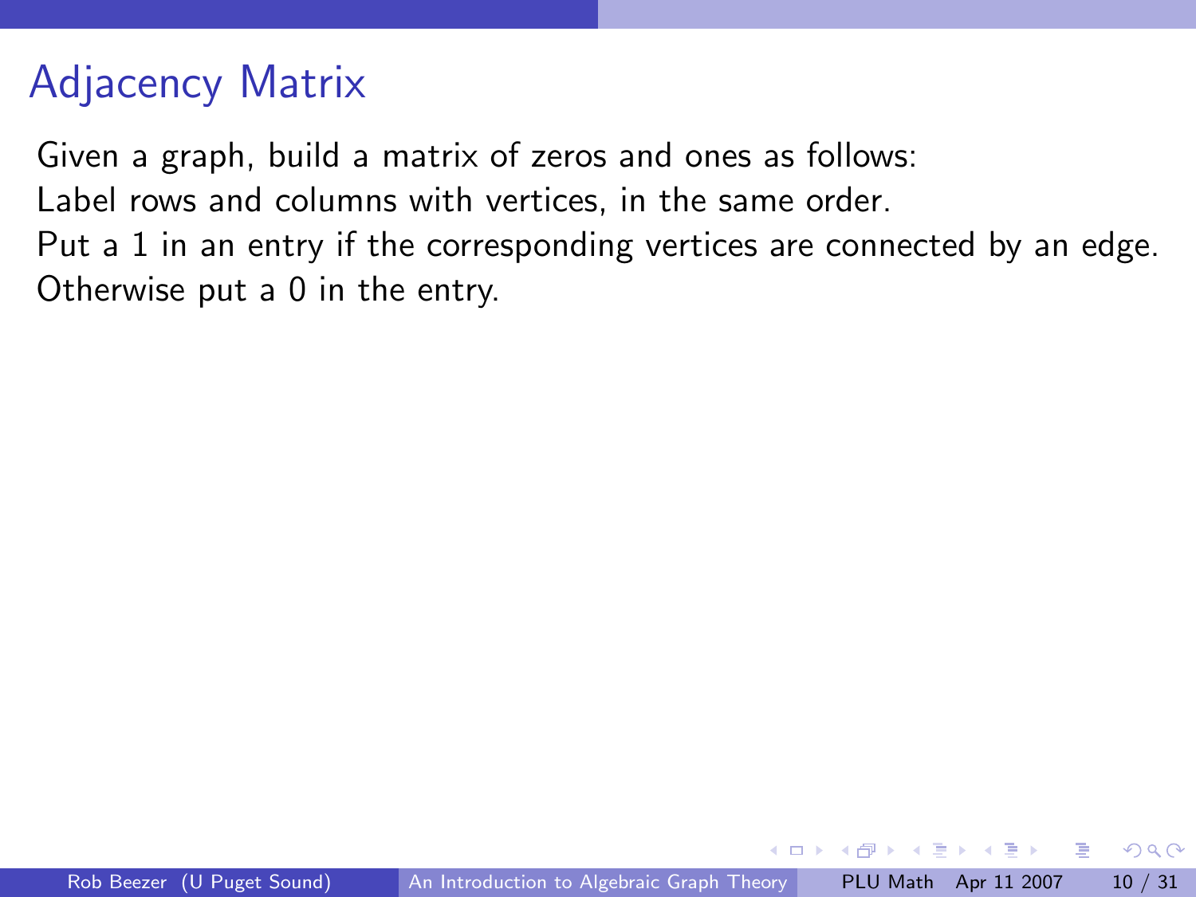# Adjacency Matrix

Given a graph, build a matrix of zeros and ones as follows:
Label rows and columns with vertices, in the same order.
Put a 1 in an entry if the corresponding vertices are connected by an edge.
Otherwise put a 0 in the entry.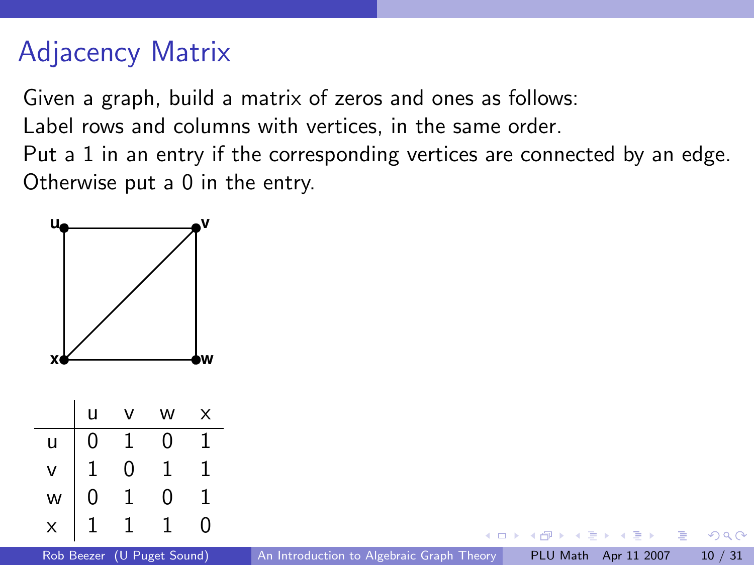## Adjacency Matrix

Given a graph, build a matrix of zeros and ones as follows:
Label rows and columns with vertices, in the same order.
Put a 1 in an entry if the corresponding vertices are connected by an edge.
Otherwise put a 0 in the entry.

|   | u | v | w | x |
|---|---|---|---|---|
| u | 0 | 1 | 0 | 1 |
| v | 1 | 0 | 1 | 1 |
| w | 0 | 1 | 0 | 1 |
| x | 1 | 1 | 1 | 0 |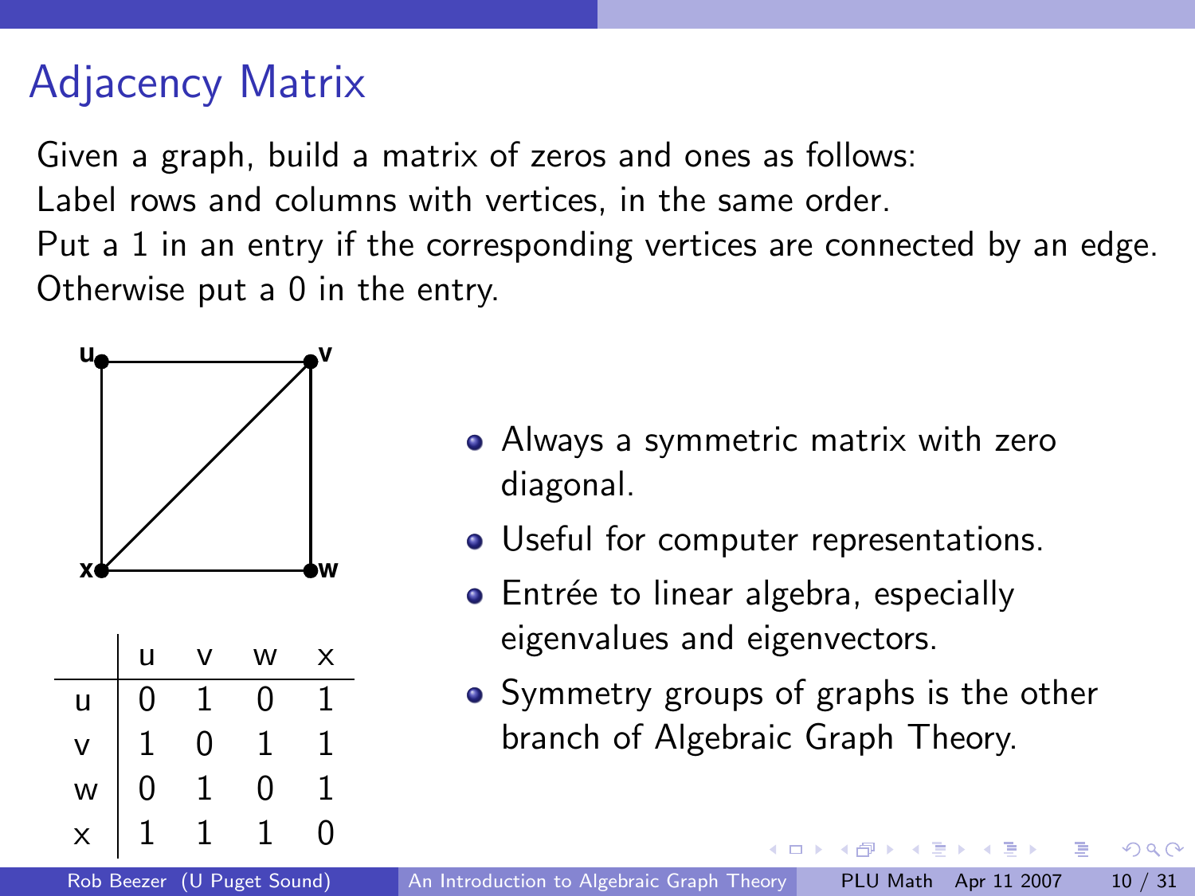# Adjacency Matrix

Given a graph, build a matrix of zeros and ones as follows:
Label rows and columns with vertices, in the same order.
Put a 1 in an entry if the corresponding vertices are connected by an edge.
Otherwise put a 0 in the entry.

| | u | v | w | x |
|---|---|---|---|---|
| u | 0 | 1 | 0 | 1 |
| v | 1 | 0 | 1 | 1 |
| w | 0 | 1 | 0 | 1 |
| x | 1 | 1 | 1 | 0 |

- Always a symmetric matrix with zero diagonal.
- Useful for computer representations.
- Entrée to linear algebra, especially eigenvalues and eigenvectors.
- Symmetry groups of graphs is the other branch of Algebraic Graph Theory.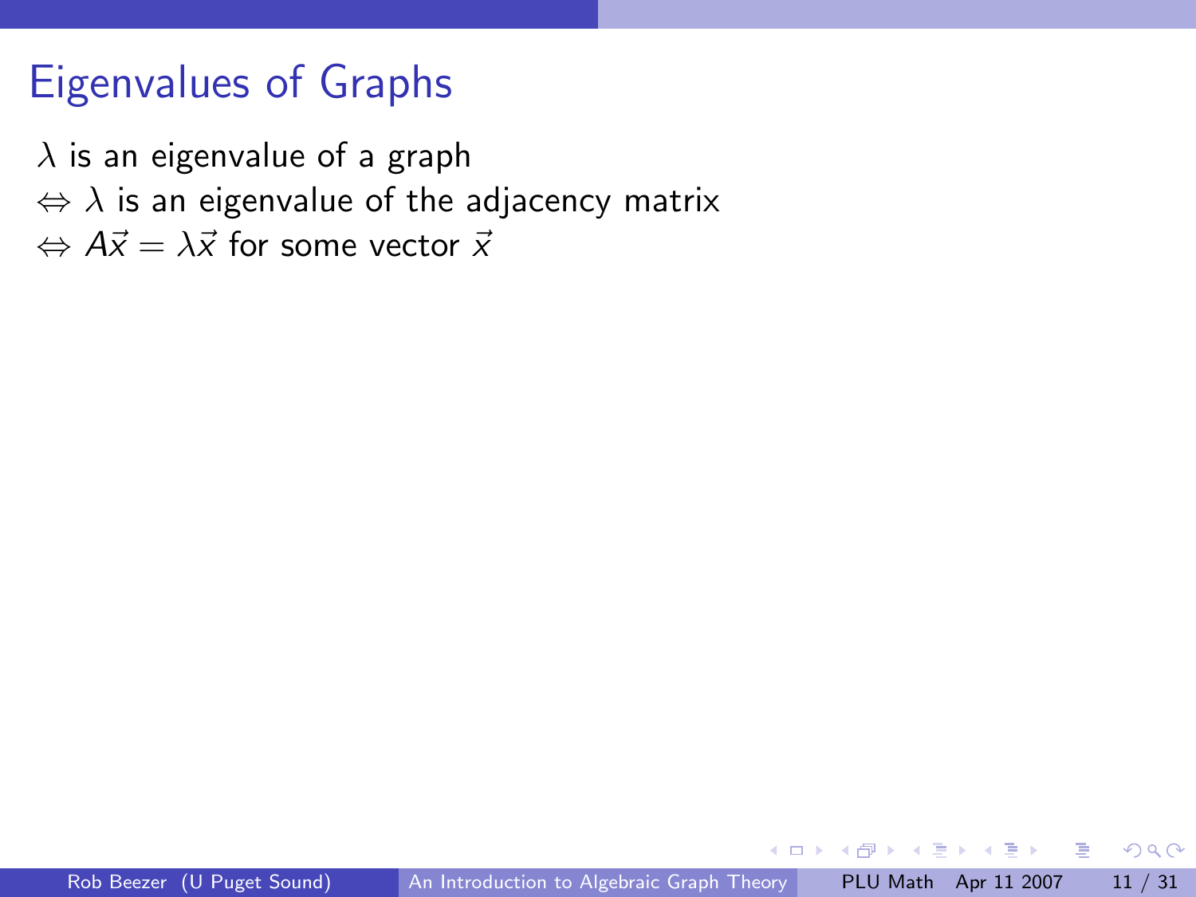# Eigenvalues of Graphs

$\lambda$ is an eigenvalue of a graph

$\Leftrightarrow \lambda$ is an eigenvalue of the adjacency matrix

$\Leftrightarrow A\vec{x} = \lambda\vec{x}$ for some vector $\vec{x}$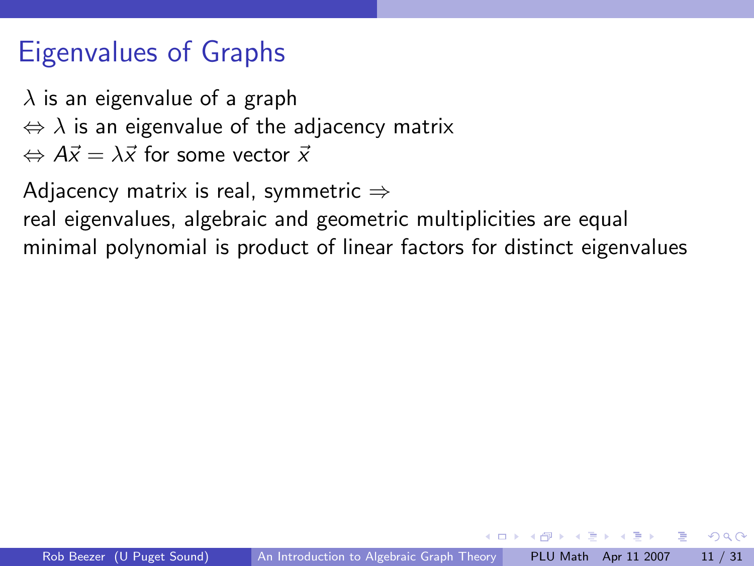# Eigenvalues of Graphs

$\lambda$ is an eigenvalue of a graph
$\Leftrightarrow \lambda$ is an eigenvalue of the adjacency matrix
$\Leftrightarrow A\vec{x} = \lambda\vec{x}$ for some vector $\vec{x}$

Adjacency matrix is real, symmetric $\Rightarrow$
real eigenvalues, algebraic and geometric multiplicities are equal
minimal polynomial is product of linear factors for distinct eigenvalues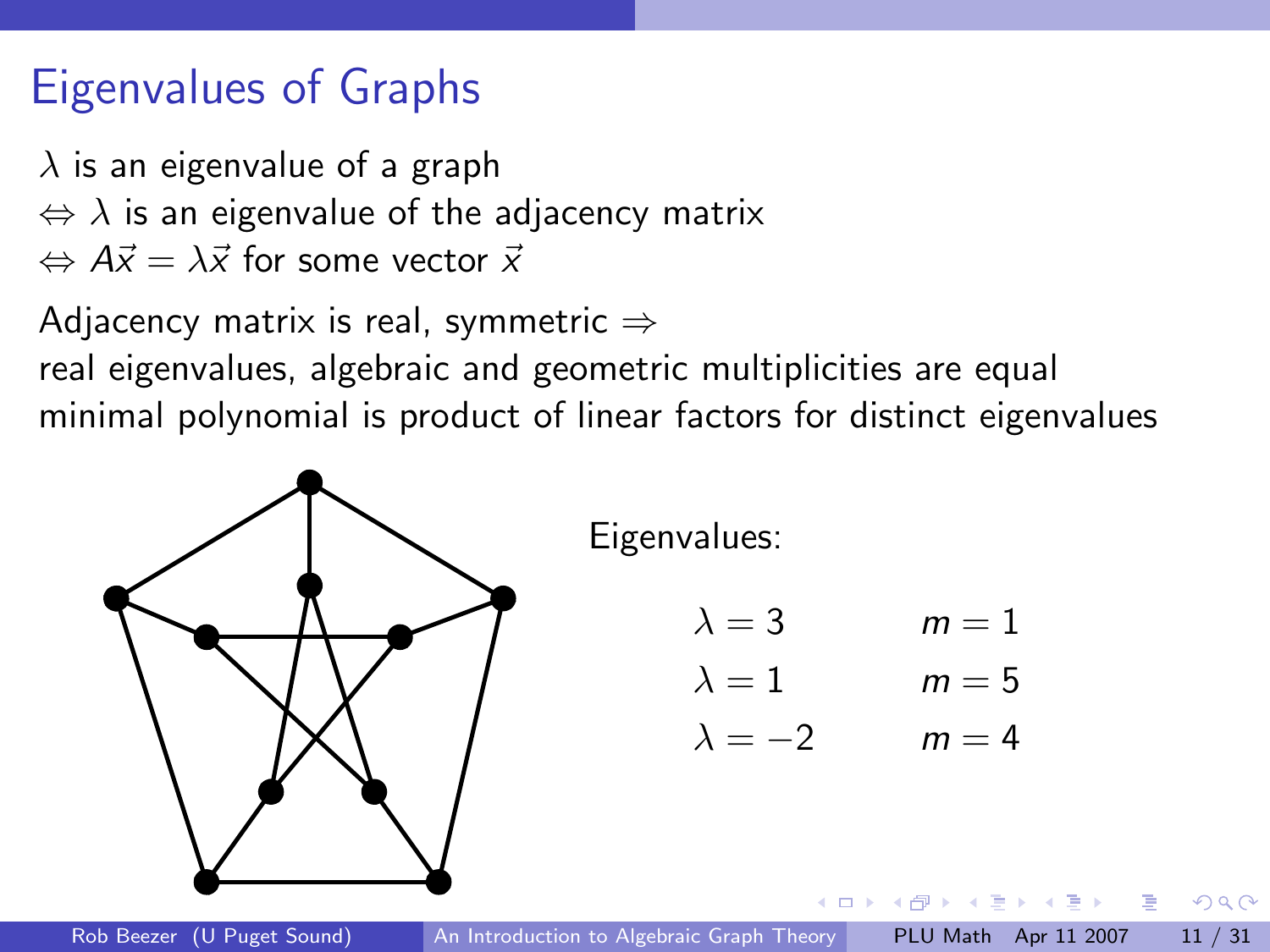# Eigenvalues of Graphs

$\lambda$ is an eigenvalue of a graph
$\Leftrightarrow$ $\lambda$ is an eigenvalue of the adjacency matrix
$\Leftrightarrow$ $A\vec{x} = \lambda\vec{x}$ for some vector $\vec{x}$

Adjacency matrix is real, symmetric $\Rightarrow$
real eigenvalues, algebraic and geometric multiplicities are equal
minimal polynomial is product of linear factors for distinct eigenvalues

Eigenvalues:

| | |
|---|---|
| $\lambda = 3$ | $m = 1$ |
| $\lambda = 1$ | $m = 5$ |
| $\lambda = -2$ | $m = 4$ |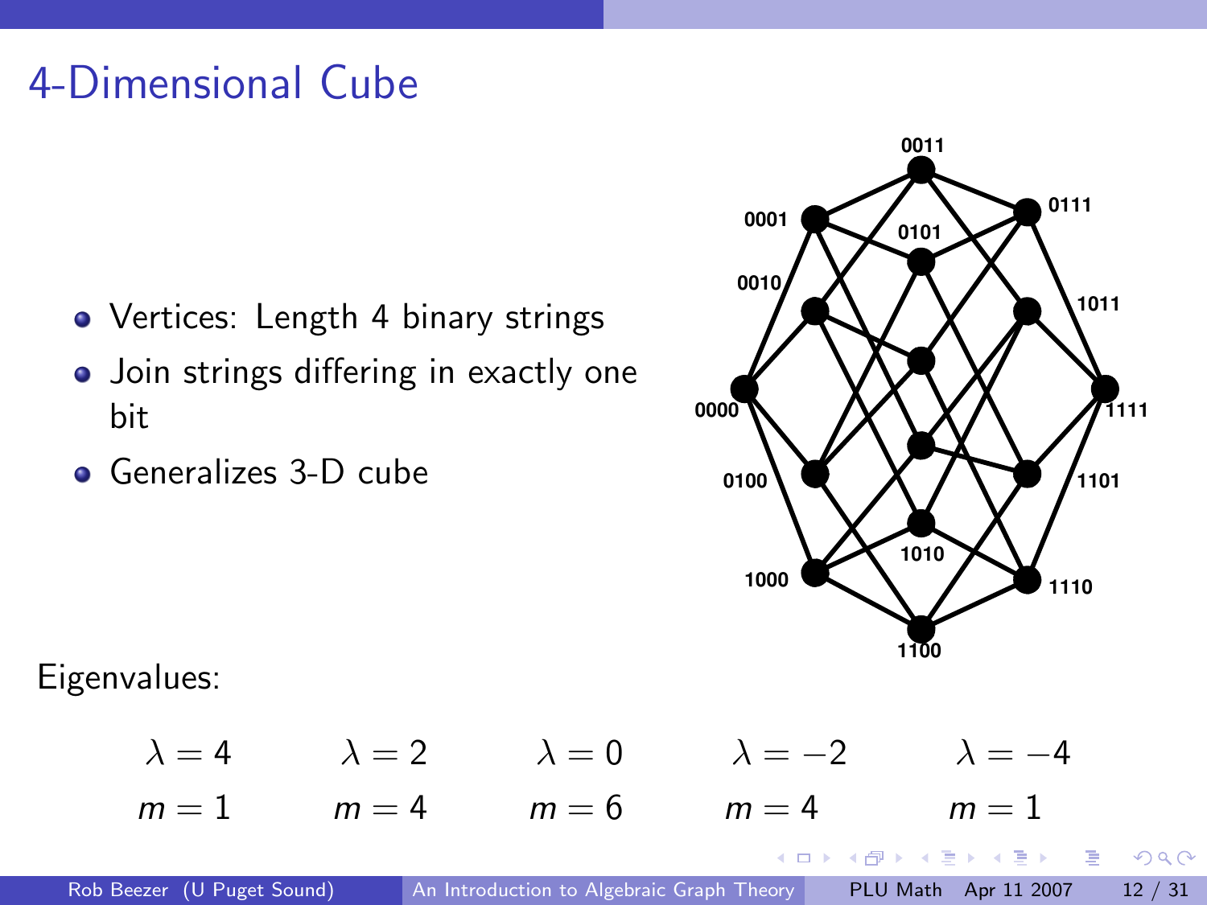# 4-Dimensional Cube

- Vertices: Length 4 binary strings
- Join strings differing in exactly one bit
- Generalizes 3-D cube

Eigenvalues:

| $\lambda = 4$ | $\lambda = 2$ | $\lambda = 0$ | $\lambda = -2$ | $\lambda = -4$ |
|---|---|---|---|---|
| $m = 1$ | $m = 4$ | $m = 6$ | $m = 4$ | $m = 1$ |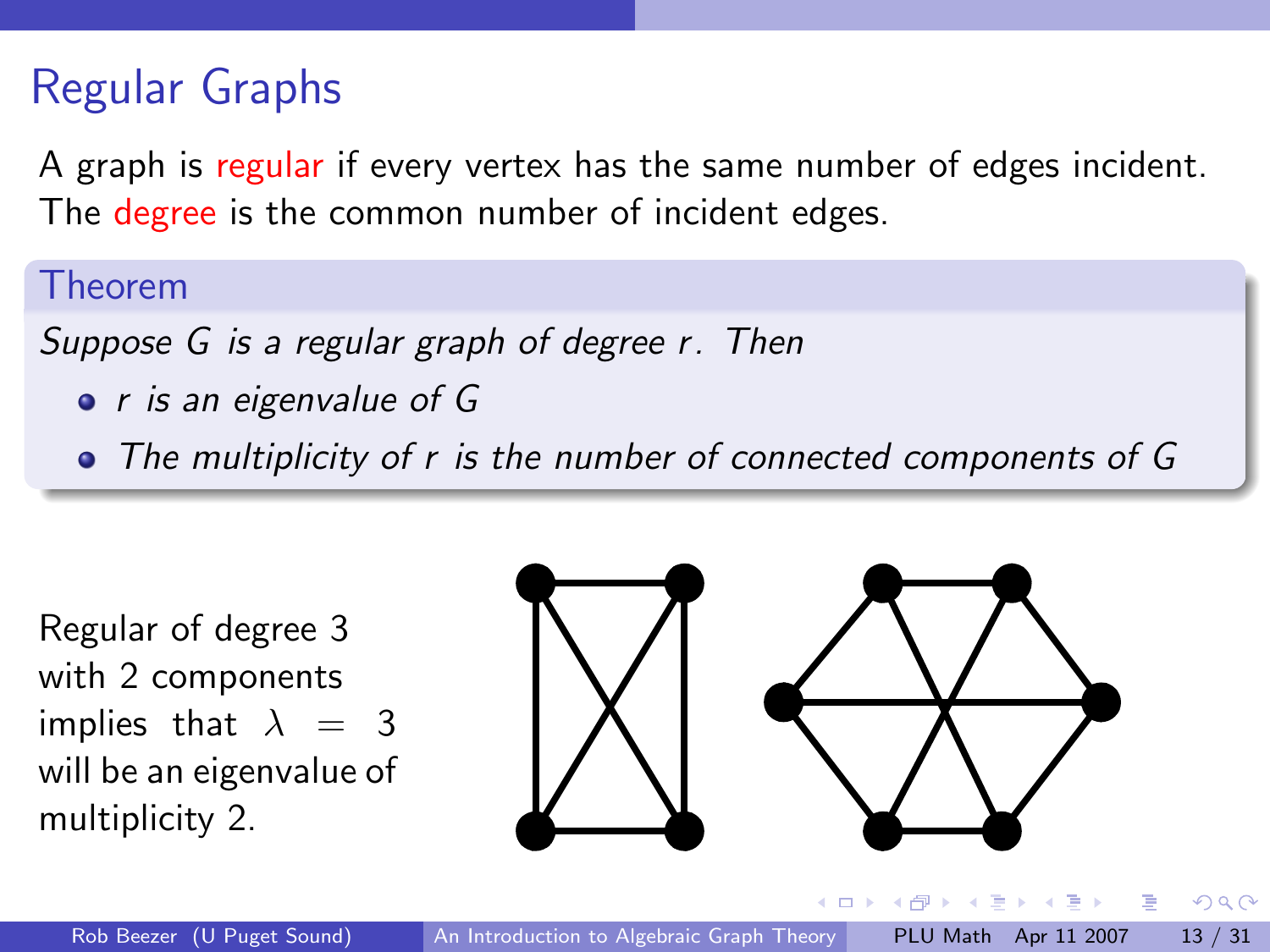# Regular Graphs

A graph is regular if every vertex has the same number of edges incident. The degree is the common number of incident edges.

**Theorem**

*Suppose $G$ is a regular graph of degree $r$. Then*

- *$r$ is an eigenvalue of $G$*
- *The multiplicity of $r$ is the number of connected components of $G$*

Regular of degree 3 with 2 components implies that $\lambda = 3$ will be an eigenvalue of multiplicity 2.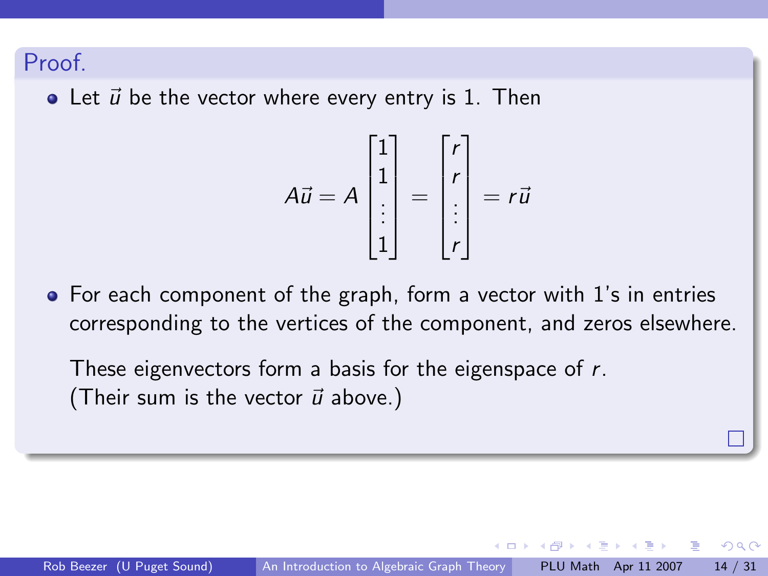**Proof.**

- Let $\vec{u}$ be the vector where every entry is 1. Then

$$A\vec{u} = A \begin{bmatrix} 1 \\ 1 \\ \vdots \\ 1 \end{bmatrix} = \begin{bmatrix} r \\ r \\ \vdots \\ r \end{bmatrix} = r\vec{u}$$

- For each component of the graph, form a vector with 1's in entries corresponding to the vertices of the component, and zeros elsewhere.

  These eigenvectors form a basis for the eigenspace of $r$.
  (Their sum is the vector $\vec{u}$ above.)

$\square$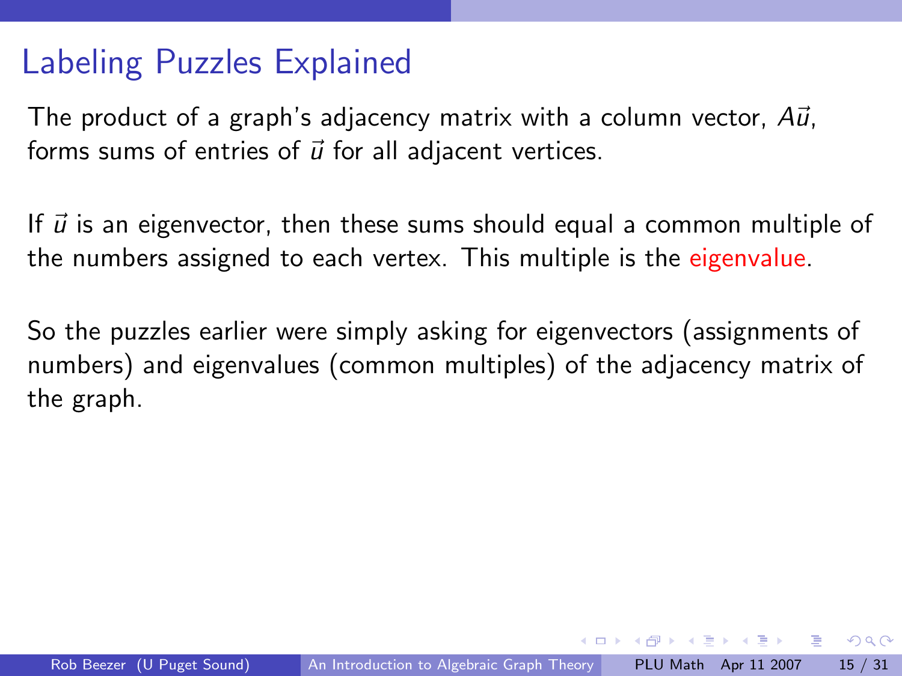# Labeling Puzzles Explained

The product of a graph's adjacency matrix with a column vector, $A\vec{u}$, forms sums of entries of $\vec{u}$ for all adjacent vertices.

If $\vec{u}$ is an eigenvector, then these sums should equal a common multiple of the numbers assigned to each vertex. This multiple is the eigenvalue.

So the puzzles earlier were simply asking for eigenvectors (assignments of numbers) and eigenvalues (common multiples) of the adjacency matrix of the graph.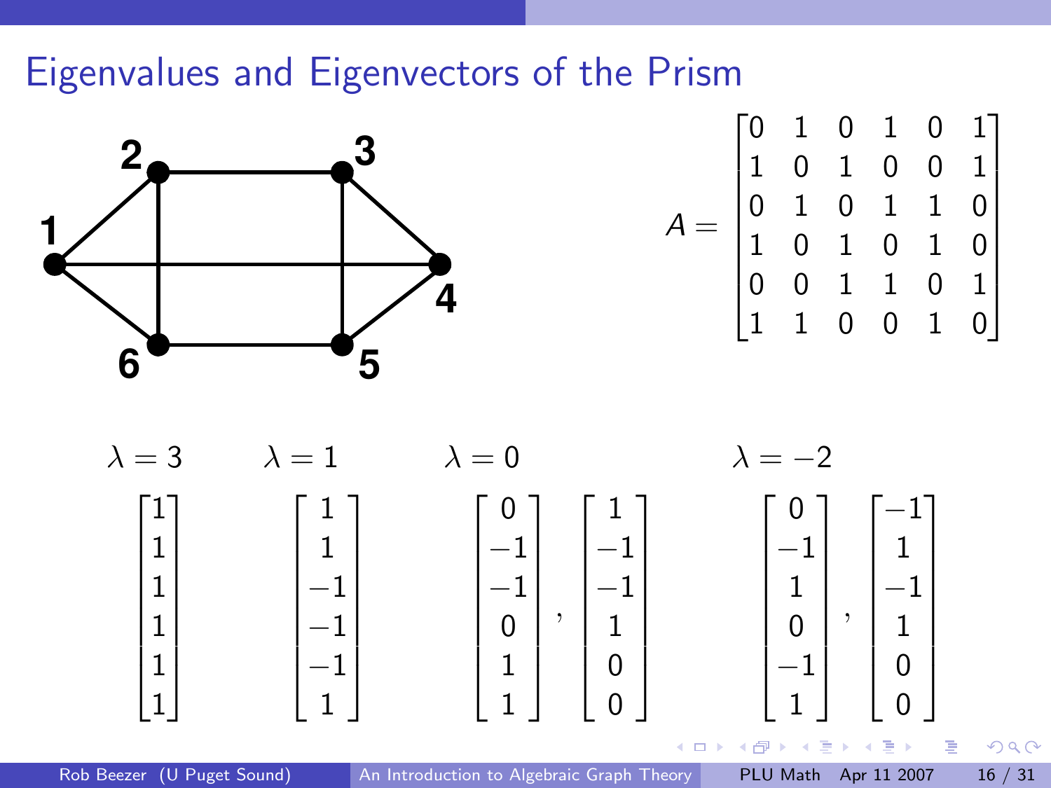# Eigenvalues and Eigenvectors of the Prism

$$A = \begin{bmatrix} 0 & 1 & 0 & 1 & 0 & 1 \\ 1 & 0 & 1 & 0 & 0 & 1 \\ 0 & 1 & 0 & 1 & 1 & 0 \\ 1 & 0 & 1 & 0 & 1 & 0 \\ 0 & 0 & 1 & 1 & 0 & 1 \\ 1 & 1 & 0 & 0 & 1 & 0 \end{bmatrix}$$

$\lambda = 3$

$$\begin{bmatrix} 1 \\ 1 \\ 1 \\ 1 \\ 1 \\ 1 \end{bmatrix}$$

$\lambda = 1$

$$\begin{bmatrix} 1 \\ 1 \\ -1 \\ -1 \\ -1 \\ 1 \end{bmatrix}$$

$\lambda = 0$

$$\begin{bmatrix} 0 \\ -1 \\ -1 \\ 0 \\ 1 \\ 1 \end{bmatrix}, \begin{bmatrix} 1 \\ -1 \\ -1 \\ 1 \\ 0 \\ 0 \end{bmatrix}$$

$\lambda = -2$

$$\begin{bmatrix} 0 \\ -1 \\ 1 \\ 0 \\ -1 \\ 1 \end{bmatrix}, \begin{bmatrix} -1 \\ 1 \\ -1 \\ 1 \\ 0 \\ 0 \end{bmatrix}$$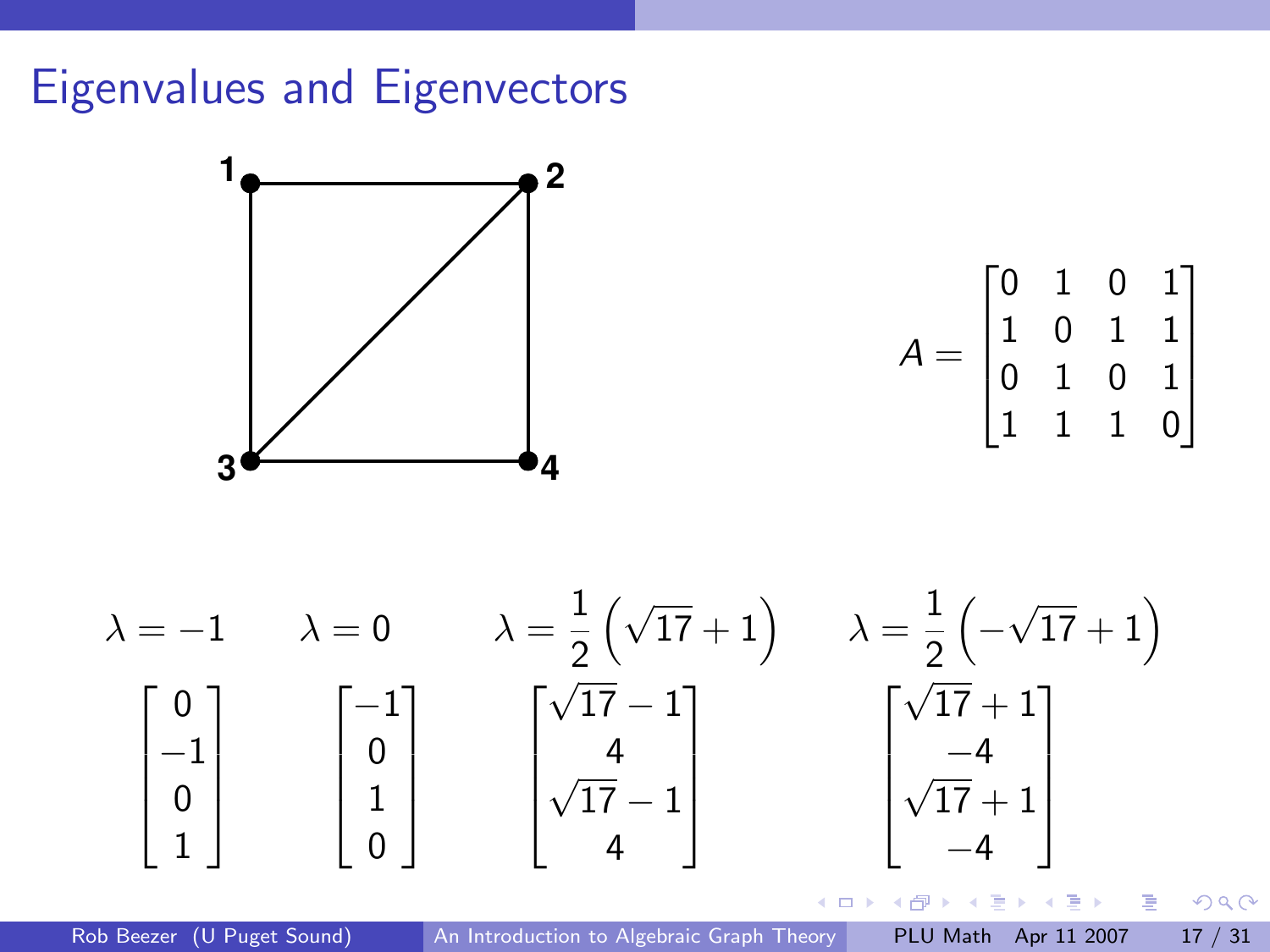# Eigenvalues and Eigenvectors

$$A = \begin{bmatrix} 0 & 1 & 0 & 1 \\ 1 & 0 & 1 & 1 \\ 0 & 1 & 0 & 1 \\ 1 & 1 & 1 & 0 \end{bmatrix}$$

$$\lambda = -1 \qquad \lambda = 0 \qquad \lambda = \frac{1}{2}\left(\sqrt{17}+1\right) \qquad \lambda = \frac{1}{2}\left(-\sqrt{17}+1\right)$$

$$\begin{bmatrix} 0 \\ -1 \\ 0 \\ 1 \end{bmatrix} \qquad \begin{bmatrix} -1 \\ 0 \\ 1 \\ 0 \end{bmatrix} \qquad \begin{bmatrix} \sqrt{17}-1 \\ 4 \\ \sqrt{17}-1 \\ 4 \end{bmatrix} \qquad \begin{bmatrix} \sqrt{17}+1 \\ -4 \\ \sqrt{17}+1 \\ -4 \end{bmatrix}$$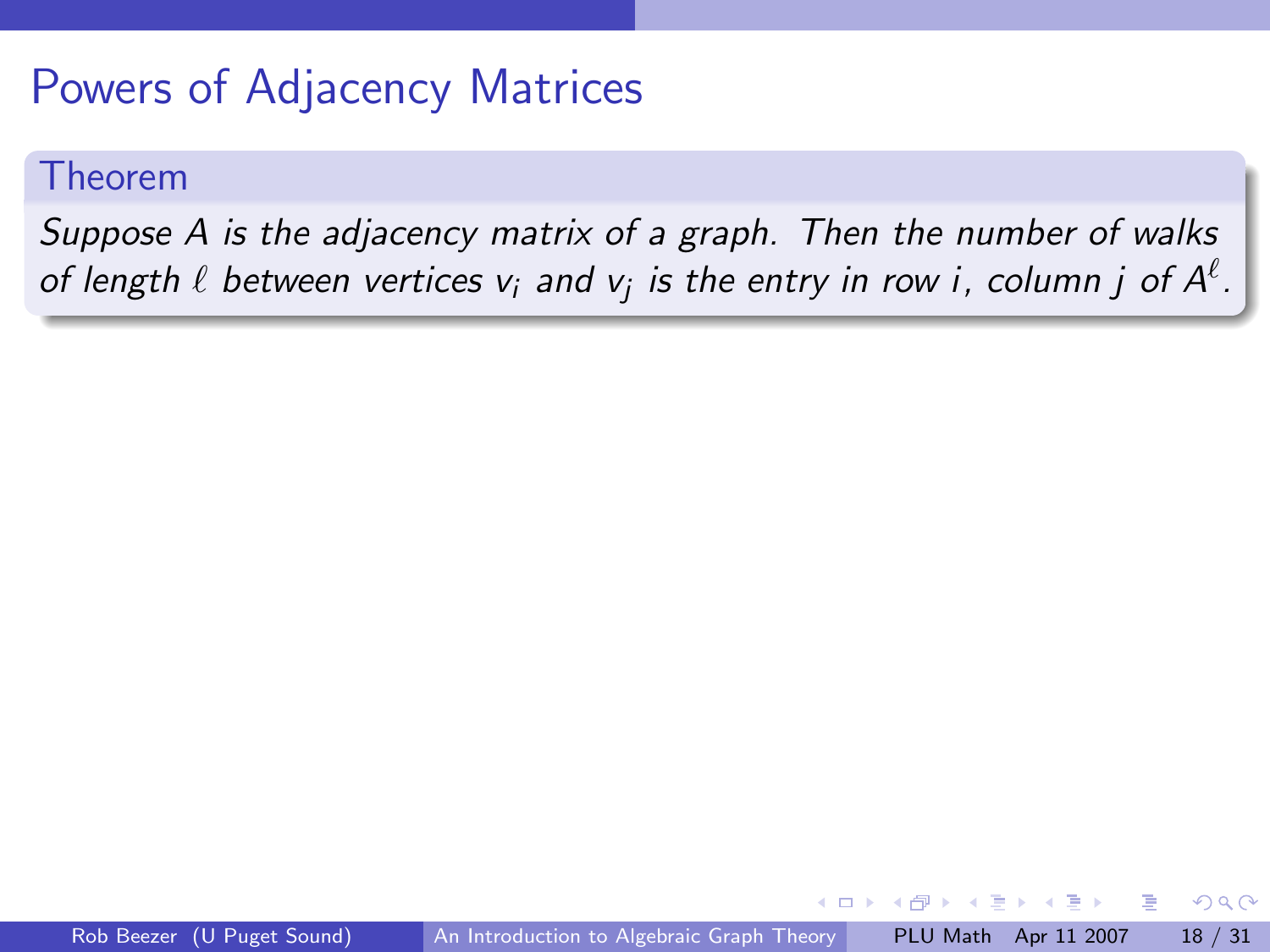# Powers of Adjacency Matrices

**Theorem**

*Suppose $A$ is the adjacency matrix of a graph. Then the number of walks of length $\ell$ between vertices $v_i$ and $v_j$ is the entry in row $i$, column $j$ of $A^\ell$.*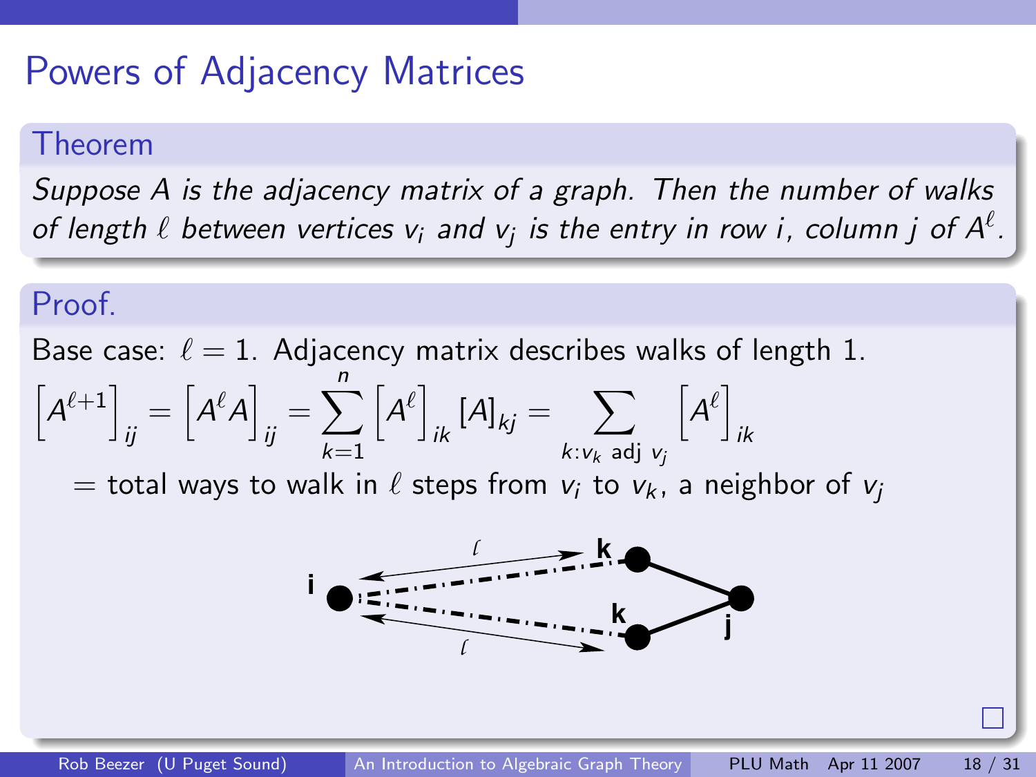# Powers of Adjacency Matrices

## Theorem

*Suppose $A$ is the adjacency matrix of a graph. Then the number of walks of length $\ell$ between vertices $v_i$ and $v_j$ is the entry in row $i$, column $j$ of $A^\ell$.*

## Proof.

Base case: $\ell = 1$. Adjacency matrix describes walks of length 1.

$$\left[A^{\ell+1}\right]_{ij} = \left[A^{\ell}A\right]_{ij} = \sum_{k=1}^{n} \left[A^{\ell}\right]_{ik} [A]_{kj} = \sum_{k:v_k \text{ adj } v_j} \left[A^{\ell}\right]_{ik}$$

$=$ total ways to walk in $\ell$ steps from $v_i$ to $v_k$, a neighbor of $v_j$

□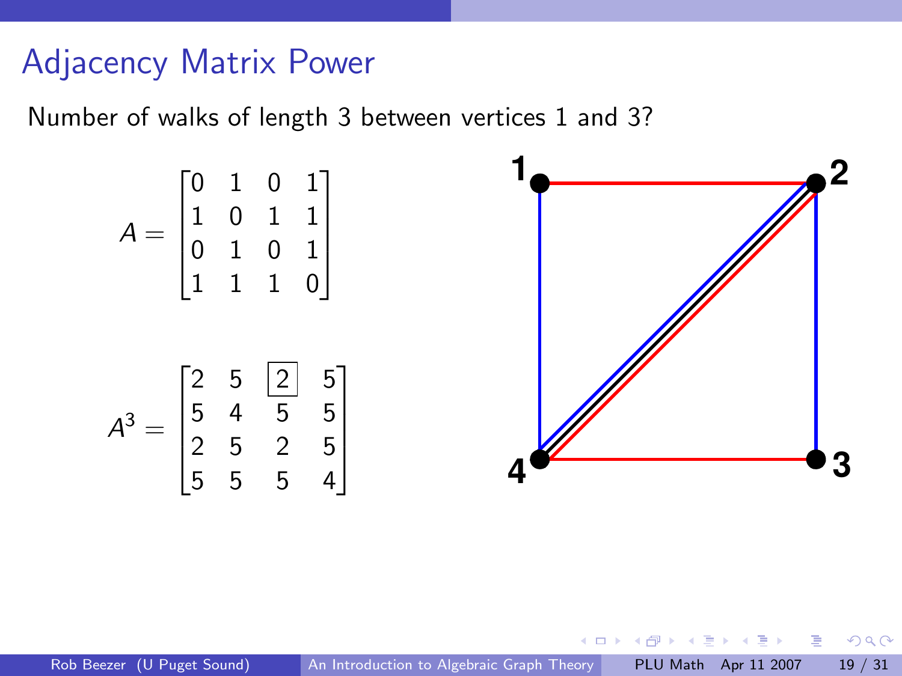# Adjacency Matrix Power

Number of walks of length 3 between vertices 1 and 3?

$$A = \begin{bmatrix} 0 & 1 & 0 & 1 \\ 1 & 0 & 1 & 1 \\ 0 & 1 & 0 & 1 \\ 1 & 1 & 1 & 0 \end{bmatrix}$$

$$A^3 = \begin{bmatrix} 2 & 5 & \boxed{2} & 5 \\ 5 & 4 & 5 & 5 \\ 2 & 5 & 2 & 5 \\ 5 & 5 & 5 & 4 \end{bmatrix}$$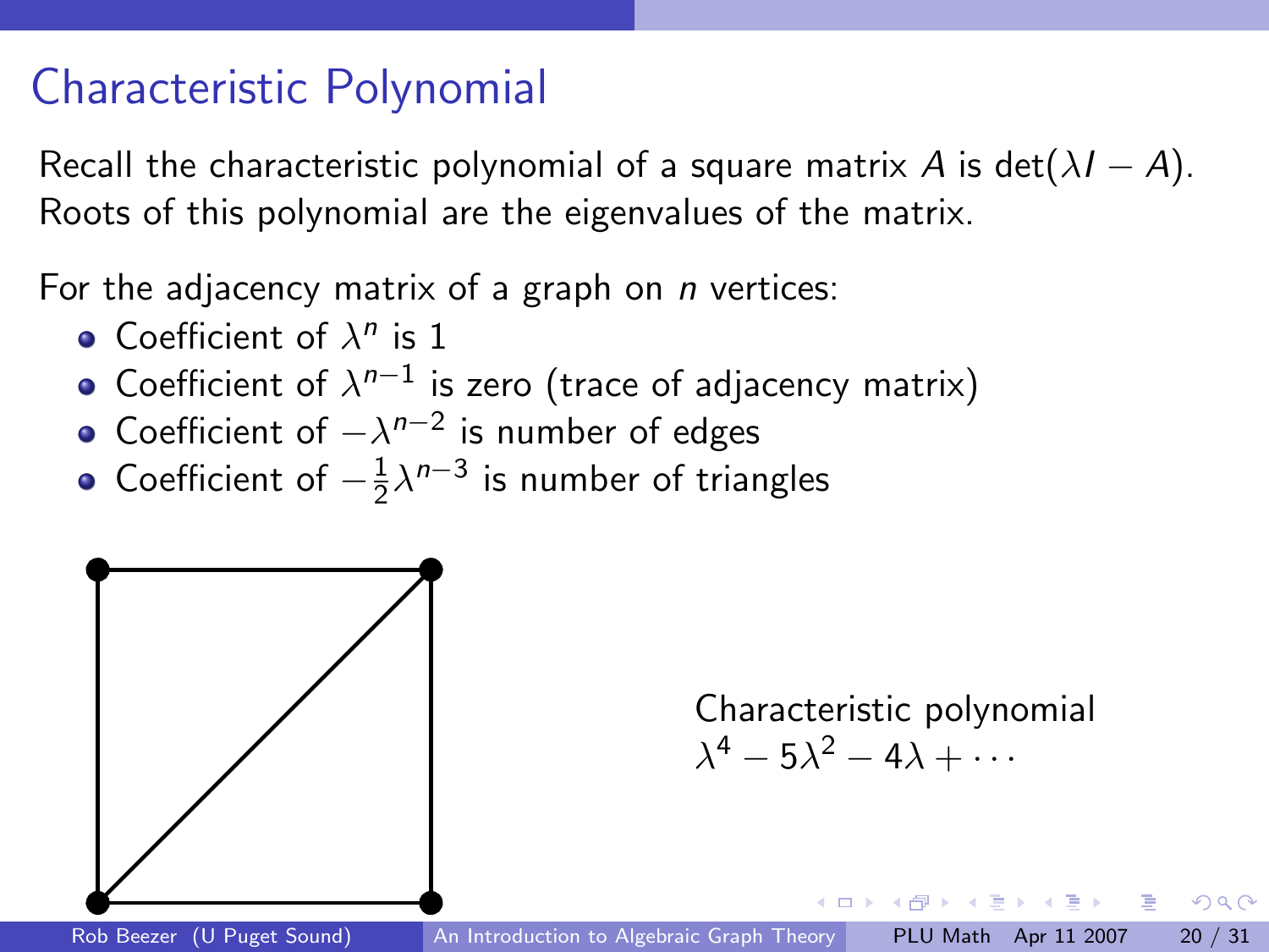# Characteristic Polynomial

Recall the characteristic polynomial of a square matrix $A$ is $\det(\lambda I - A)$. Roots of this polynomial are the eigenvalues of the matrix.

For the adjacency matrix of a graph on $n$ vertices:

- Coefficient of $\lambda^n$ is 1
- Coefficient of $\lambda^{n-1}$ is zero (trace of adjacency matrix)
- Coefficient of $-\lambda^{n-2}$ is number of edges
- Coefficient of $-\frac{1}{2}\lambda^{n-3}$ is number of triangles

Characteristic polynomial
$\lambda^4 - 5\lambda^2 - 4\lambda + \cdots$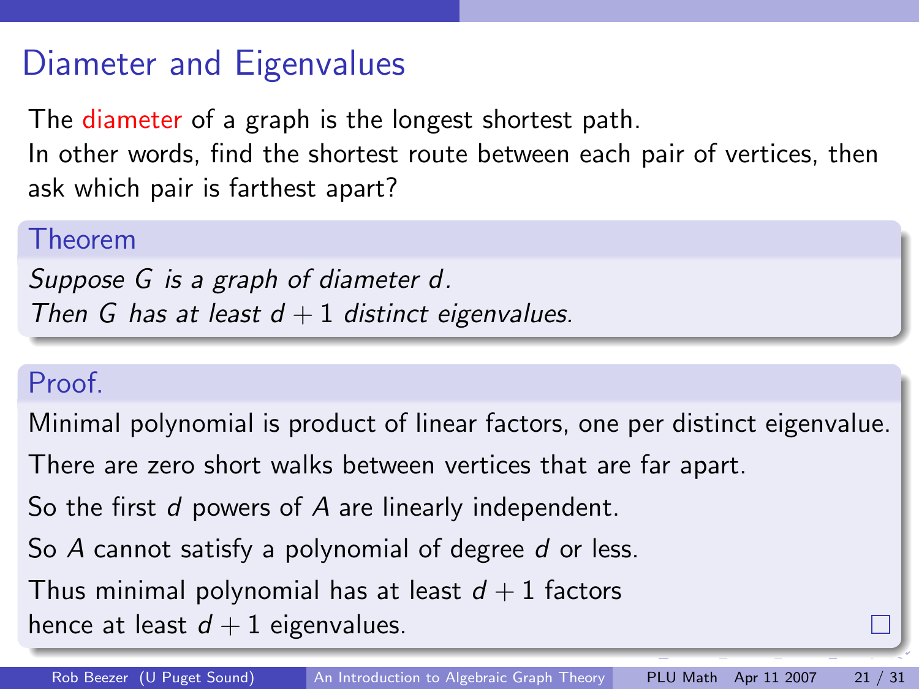# Diameter and Eigenvalues

The diameter of a graph is the longest shortest path.
In other words, find the shortest route between each pair of vertices, then ask which pair is farthest apart?

### Theorem

*Suppose $G$ is a graph of diameter $d$.*
*Then $G$ has at least $d + 1$ distinct eigenvalues.*

### Proof.

Minimal polynomial is product of linear factors, one per distinct eigenvalue.

There are zero short walks between vertices that are far apart.

So the first $d$ powers of $A$ are linearly independent.

So $A$ cannot satisfy a polynomial of degree $d$ or less.

Thus minimal polynomial has at least $d + 1$ factors
hence at least $d + 1$ eigenvalues. □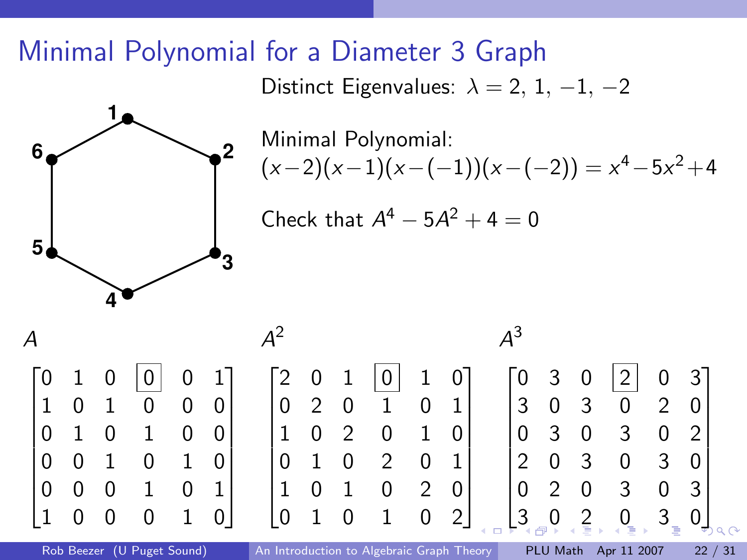# Minimal Polynomial for a Diameter 3 Graph

Distinct Eigenvalues: $\lambda = 2,\ 1,\ -1,\ -2$

Minimal Polynomial:
$(x-2)(x-1)(x-(-1))(x-(-2)) = x^4 - 5x^2 + 4$

Check that $A^4 - 5A^2 + 4 = 0$

$A$

$$\begin{bmatrix} 0 & 1 & 0 & \boxed{0} & 0 & 1 \\ 1 & 0 & 1 & 0 & 0 & 0 \\ 0 & 1 & 0 & 1 & 0 & 0 \\ 0 & 0 & 1 & 0 & 1 & 0 \\ 0 & 0 & 0 & 1 & 0 & 1 \\ 1 & 0 & 0 & 0 & 1 & 0 \end{bmatrix}$$

$A^2$

$$\begin{bmatrix} 2 & 0 & 1 & \boxed{0} & 1 & 0 \\ 0 & 2 & 0 & 1 & 0 & 1 \\ 1 & 0 & 2 & 0 & 1 & 0 \\ 0 & 1 & 0 & 2 & 0 & 1 \\ 1 & 0 & 1 & 0 & 2 & 0 \\ 0 & 1 & 0 & 1 & 0 & 2 \end{bmatrix}$$

$A^3$

$$\begin{bmatrix} 0 & 3 & 0 & \boxed{2} & 0 & 3 \\ 3 & 0 & 3 & 0 & 2 & 0 \\ 0 & 3 & 0 & 3 & 0 & 2 \\ 2 & 0 & 3 & 0 & 3 & 0 \\ 0 & 2 & 0 & 3 & 0 & 3 \\ 3 & 0 & 2 & 0 & 3 & 0 \end{bmatrix}$$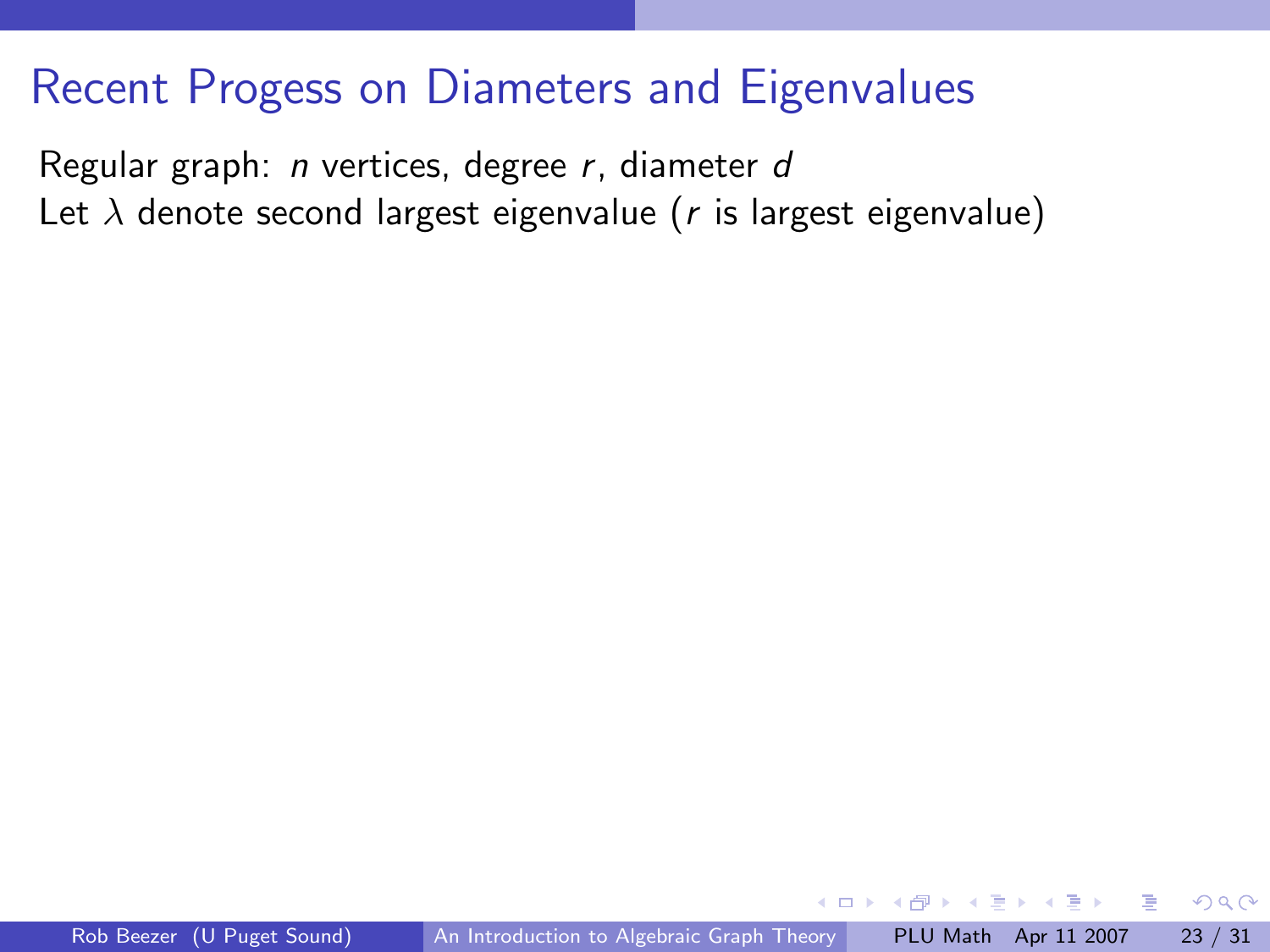# Recent Progess on Diameters and Eigenvalues

Regular graph: $n$ vertices, degree $r$, diameter $d$

Let $\lambda$ denote second largest eigenvalue ($r$ is largest eigenvalue)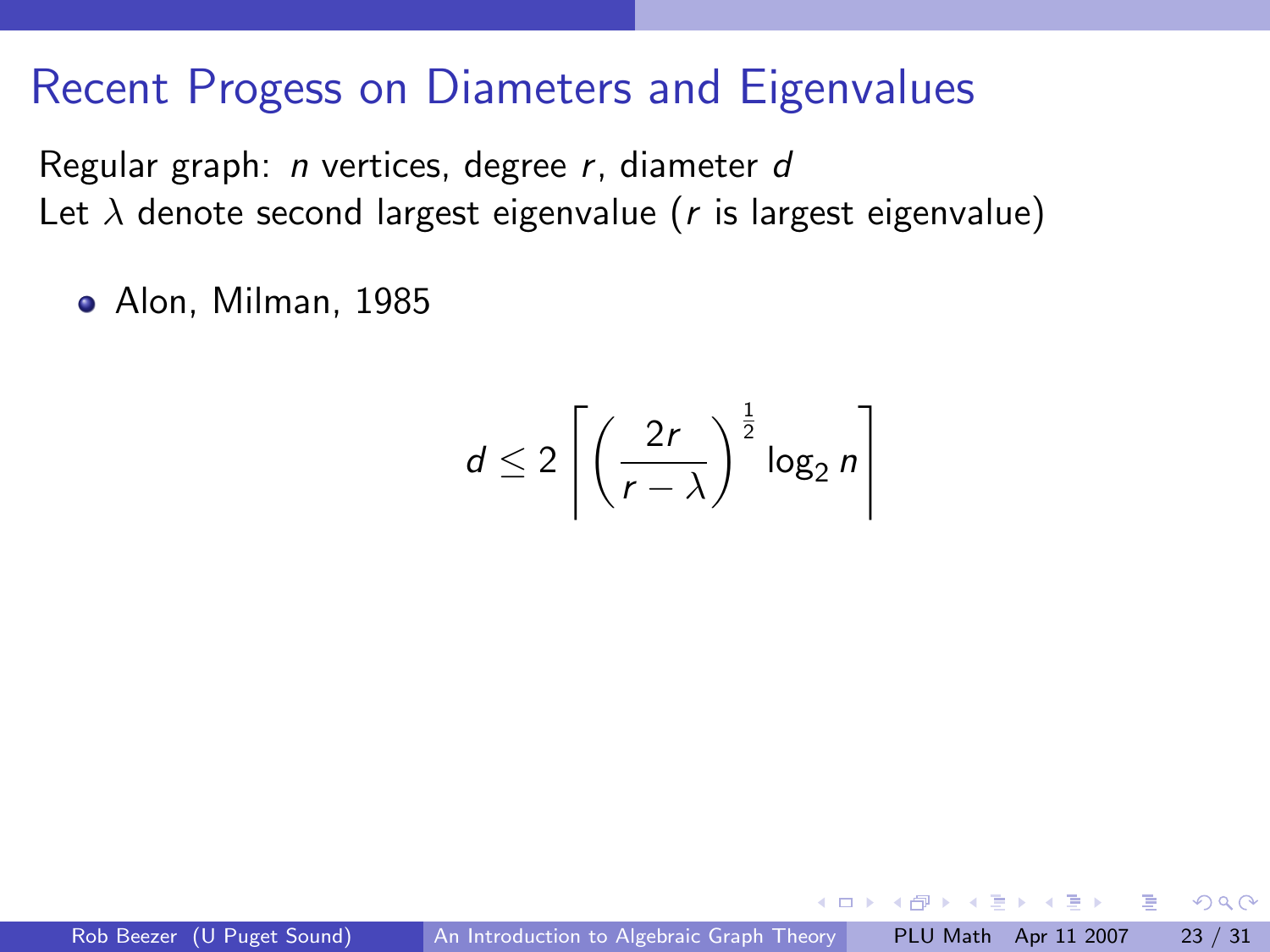# Recent Progess on Diameters and Eigenvalues

Regular graph: $n$ vertices, degree $r$, diameter $d$

Let $\lambda$ denote second largest eigenvalue ($r$ is largest eigenvalue)

- Alon, Milman, 1985

$$d \leq 2 \left\lceil \left( \frac{2r}{r - \lambda} \right)^{\frac{1}{2}} \log_2 n \right\rceil$$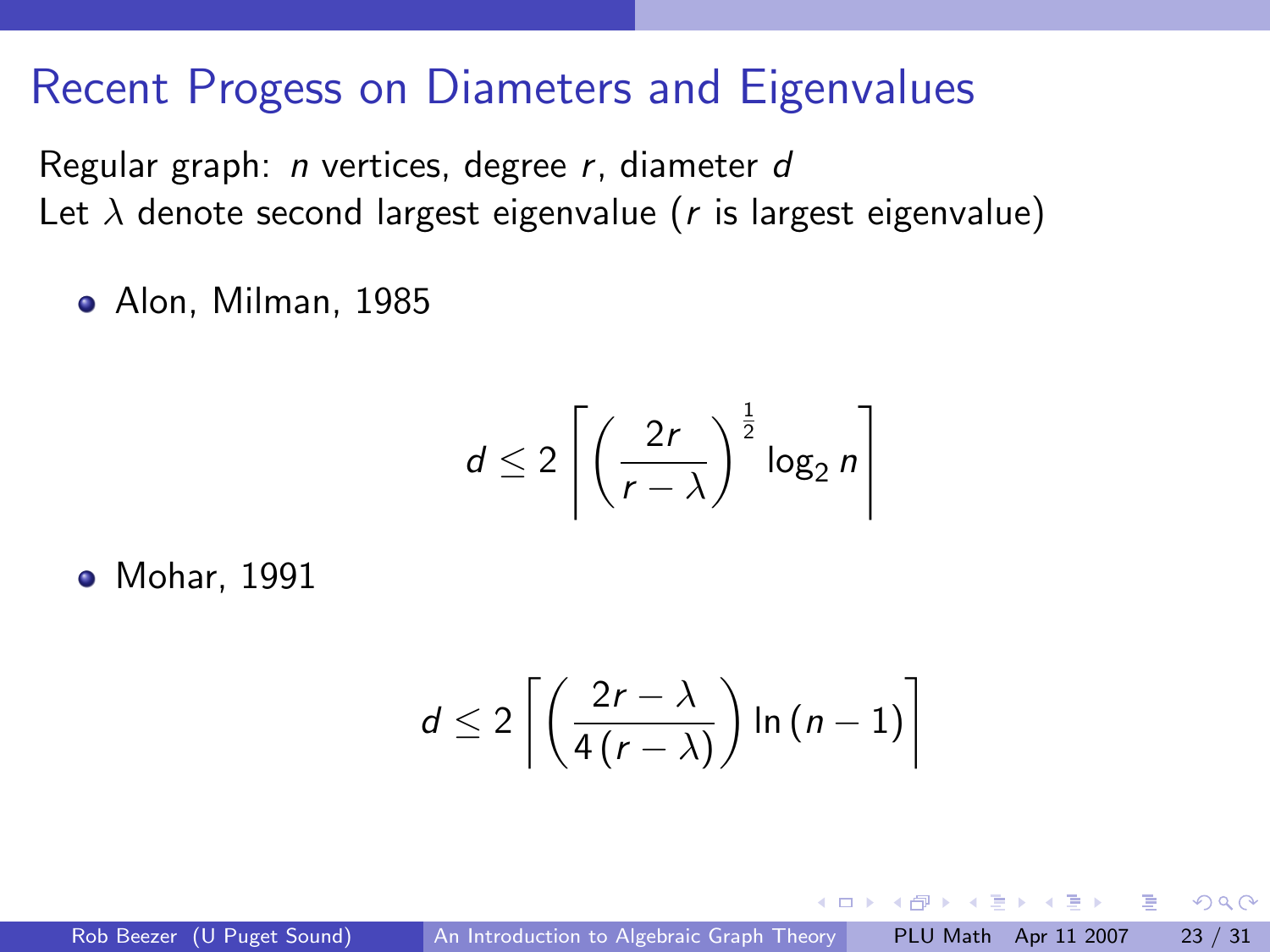# Recent Progess on Diameters and Eigenvalues

Regular graph: $n$ vertices, degree $r$, diameter $d$
Let $\lambda$ denote second largest eigenvalue ($r$ is largest eigenvalue)

- Alon, Milman, 1985

$$d \leq 2 \left\lceil \left( \frac{2r}{r - \lambda} \right)^{\frac{1}{2}} \log_2 n \right\rceil$$

- Mohar, 1991

$$d \leq 2 \left\lceil \left( \frac{2r - \lambda}{4\,(r - \lambda)} \right) \ln\,(n - 1) \right\rceil$$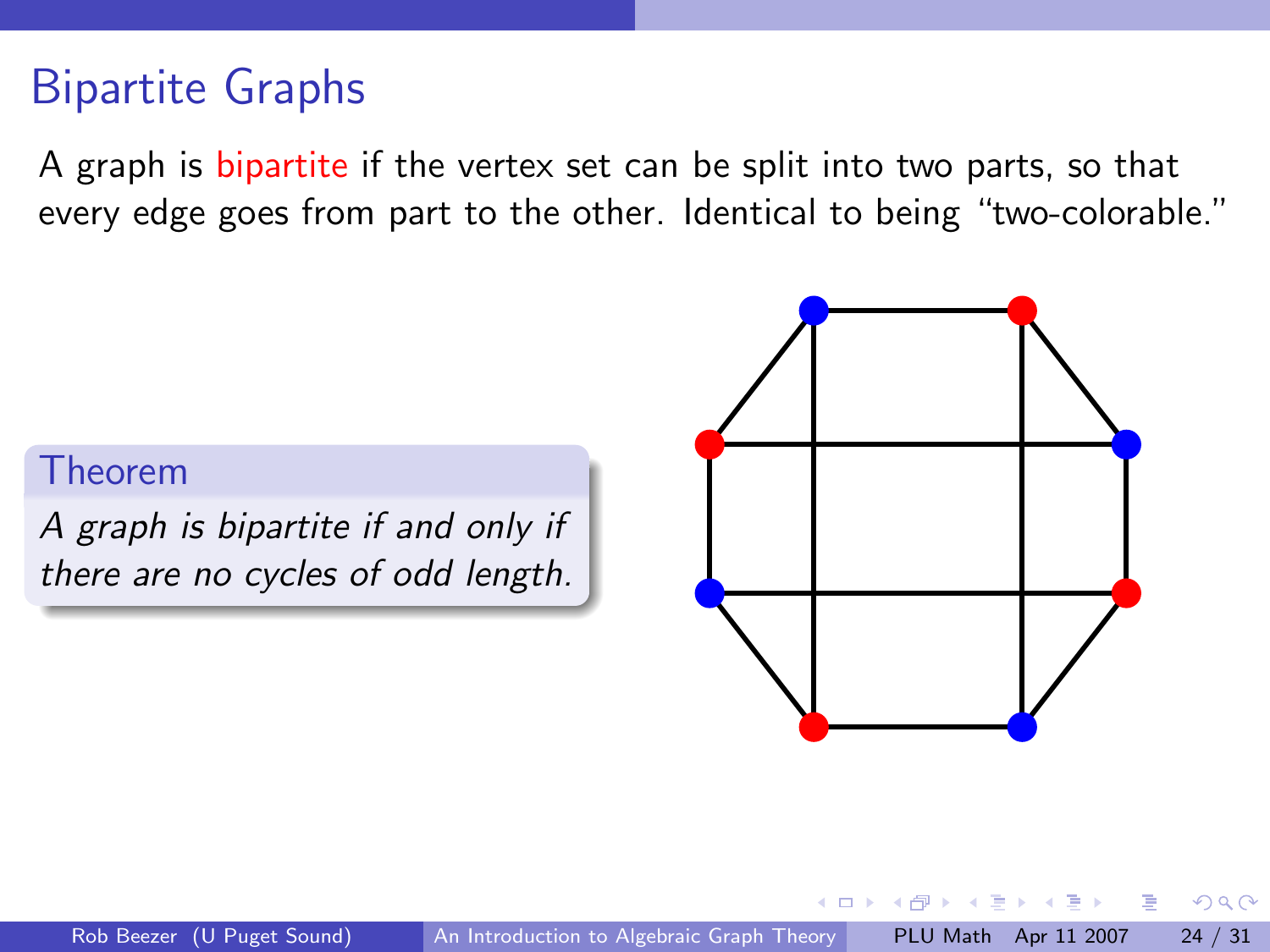# Bipartite Graphs

A graph is bipartite if the vertex set can be split into two parts, so that every edge goes from part to the other. Identical to being "two-colorable."

**Theorem**

*A graph is bipartite if and only if there are no cycles of odd length.*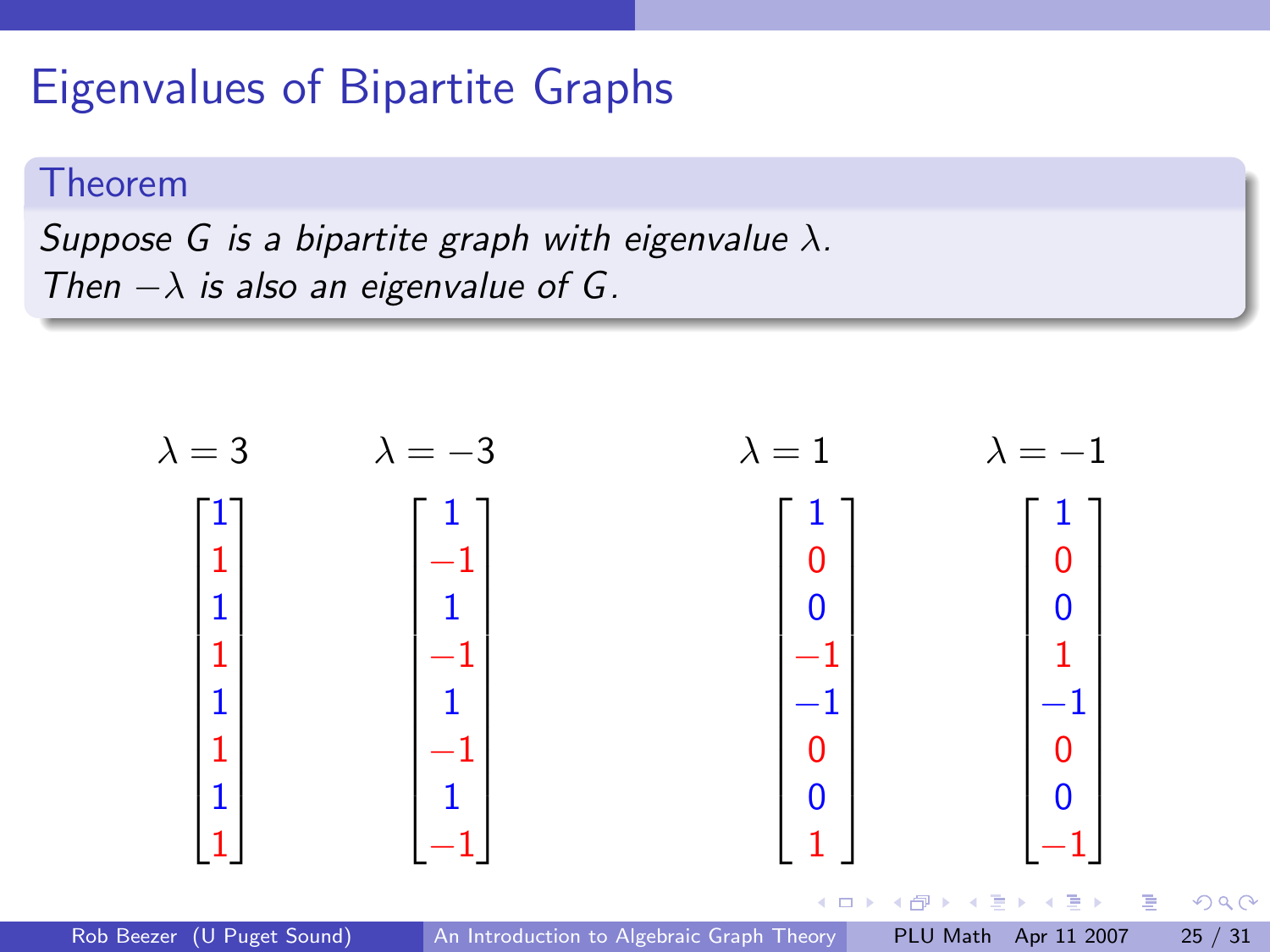# Eigenvalues of Bipartite Graphs

**Theorem**

*Suppose $G$ is a bipartite graph with eigenvalue $\lambda$.*
*Then $-\lambda$ is also an eigenvalue of $G$.*

$$
\lambda = 3 \quad \begin{bmatrix} 1 \\ 1 \\ 1 \\ 1 \\ 1 \\ 1 \\ 1 \\ 1 \end{bmatrix}
\qquad
\lambda = -3 \quad \begin{bmatrix} 1 \\ -1 \\ 1 \\ -1 \\ 1 \\ -1 \\ 1 \\ -1 \end{bmatrix}
\qquad
\lambda = 1 \quad \begin{bmatrix} 1 \\ 0 \\ 0 \\ -1 \\ -1 \\ 0 \\ 0 \\ 1 \end{bmatrix}
\qquad
\lambda = -1 \quad \begin{bmatrix} 1 \\ 0 \\ 0 \\ 1 \\ -1 \\ 0 \\ 0 \\ -1 \end{bmatrix}
$$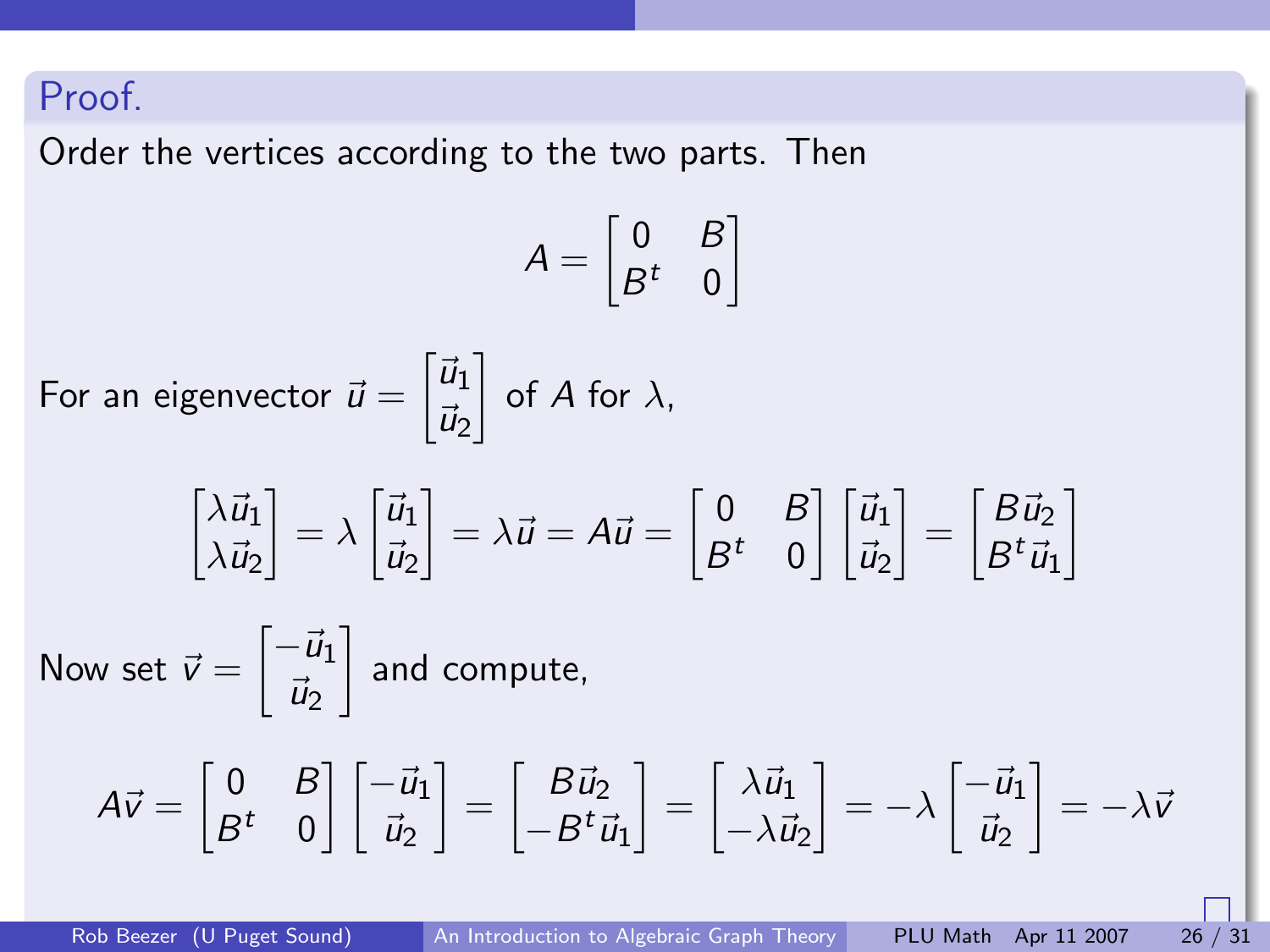### Proof.

Order the vertices according to the two parts. Then

$$A = \begin{bmatrix} 0 & B \\ B^t & 0 \end{bmatrix}$$

For an eigenvector $\vec{u} = \begin{bmatrix} \vec{u}_1 \\ \vec{u}_2 \end{bmatrix}$ of $A$ for $\lambda$,

$$\begin{bmatrix} \lambda\vec{u}_1 \\ \lambda\vec{u}_2 \end{bmatrix} = \lambda \begin{bmatrix} \vec{u}_1 \\ \vec{u}_2 \end{bmatrix} = \lambda\vec{u} = A\vec{u} = \begin{bmatrix} 0 & B \\ B^t & 0 \end{bmatrix} \begin{bmatrix} \vec{u}_1 \\ \vec{u}_2 \end{bmatrix} = \begin{bmatrix} B\vec{u}_2 \\ B^t\vec{u}_1 \end{bmatrix}$$

Now set $\vec{v} = \begin{bmatrix} -\vec{u}_1 \\ \vec{u}_2 \end{bmatrix}$ and compute,

$$A\vec{v} = \begin{bmatrix} 0 & B \\ B^t & 0 \end{bmatrix} \begin{bmatrix} -\vec{u}_1 \\ \vec{u}_2 \end{bmatrix} = \begin{bmatrix} B\vec{u}_2 \\ -B^t\vec{u}_1 \end{bmatrix} = \begin{bmatrix} \lambda\vec{u}_1 \\ -\lambda\vec{u}_2 \end{bmatrix} = -\lambda \begin{bmatrix} -\vec{u}_1 \\ \vec{u}_2 \end{bmatrix} = -\lambda\vec{v}$$

$\square$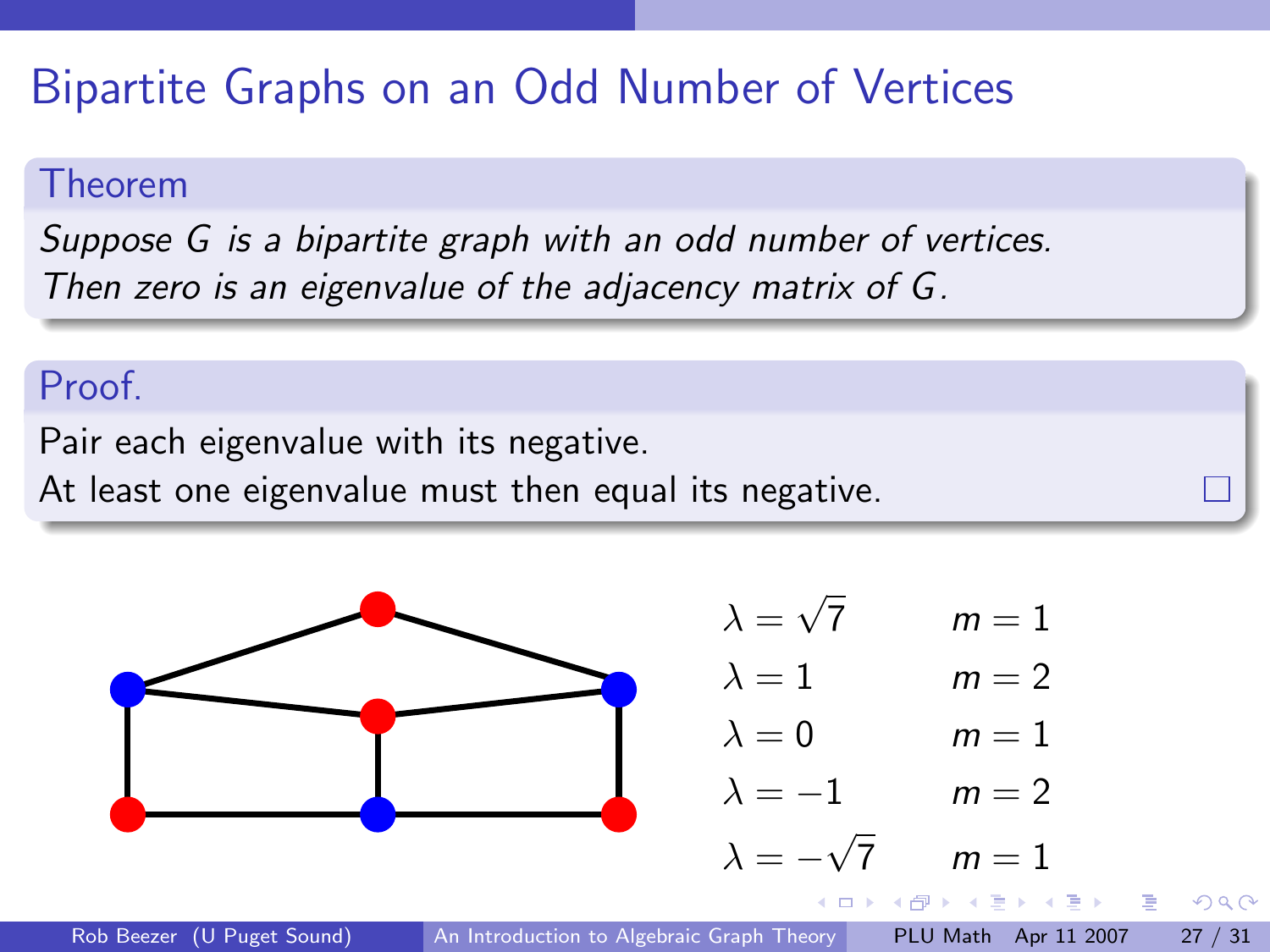# Bipartite Graphs on an Odd Number of Vertices

**Theorem**

*Suppose $G$ is a bipartite graph with an odd number of vertices. Then zero is an eigenvalue of the adjacency matrix of $G$.*

**Proof.**

Pair each eigenvalue with its negative.
At least one eigenvalue must then equal its negative. □

| | |
|---|---|
| $\lambda = \sqrt{7}$ | $m = 1$ |
| $\lambda = 1$ | $m = 2$ |
| $\lambda = 0$ | $m = 1$ |
| $\lambda = -1$ | $m = 2$ |
| $\lambda = -\sqrt{7}$ | $m = 1$ |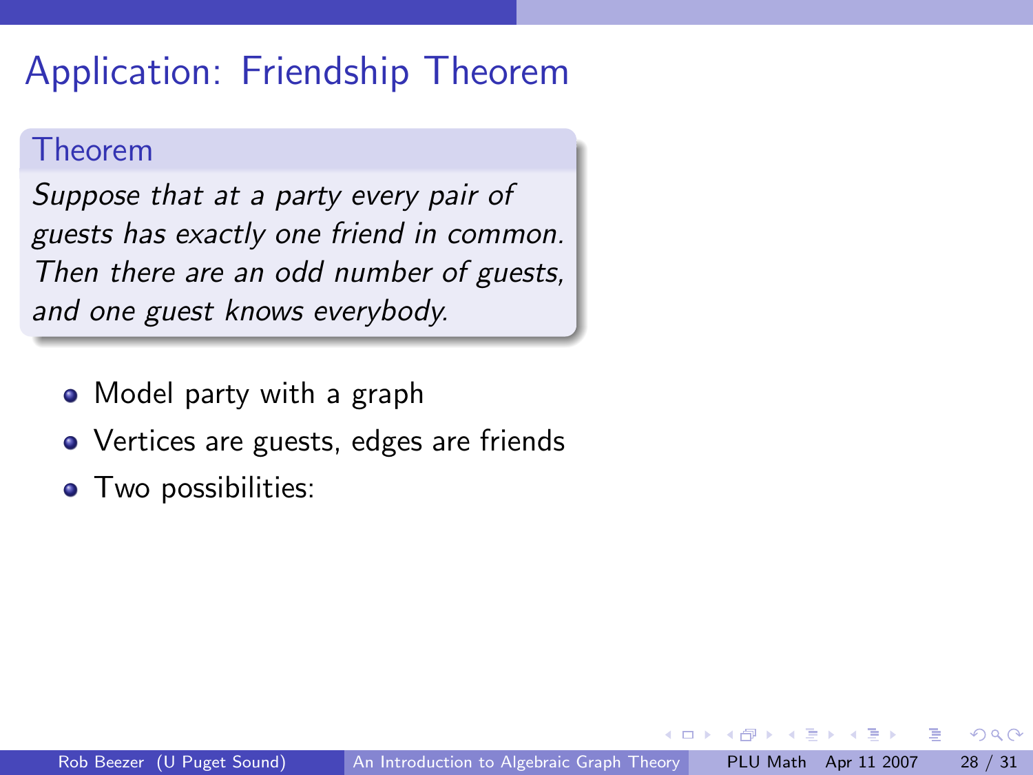# Application: Friendship Theorem

**Theorem**

*Suppose that at a party every pair of guests has exactly one friend in common. Then there are an odd number of guests, and one guest knows everybody.*

- Model party with a graph
- Vertices are guests, edges are friends
- Two possibilities: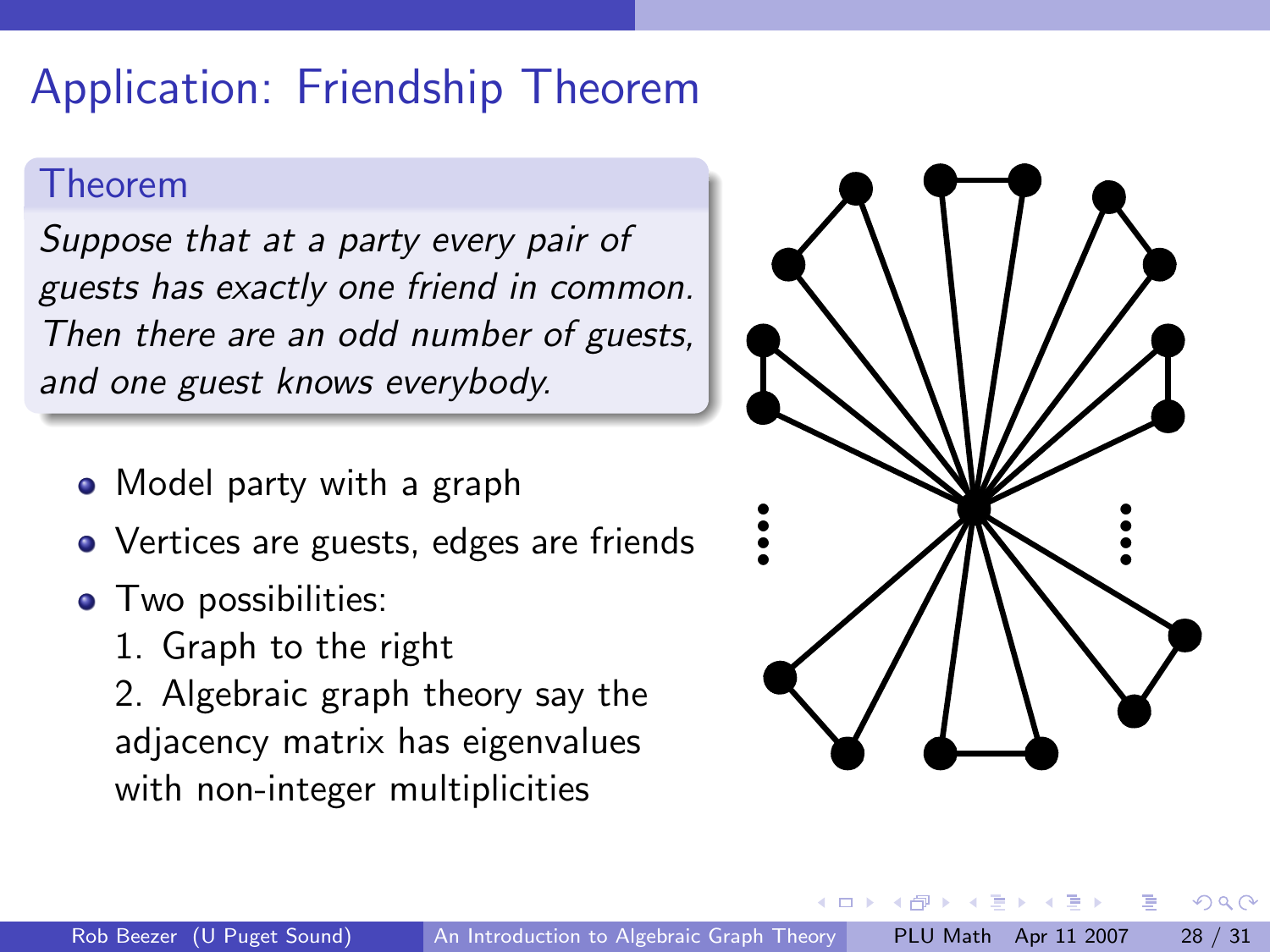# Application: Friendship Theorem

**Theorem**

*Suppose that at a party every pair of guests has exactly one friend in common. Then there are an odd number of guests, and one guest knows everybody.*

- Model party with a graph
- Vertices are guests, edges are friends
- Two possibilities:
  1. Graph to the right
  2. Algebraic graph theory say the adjacency matrix has eigenvalues with non-integer multiplicities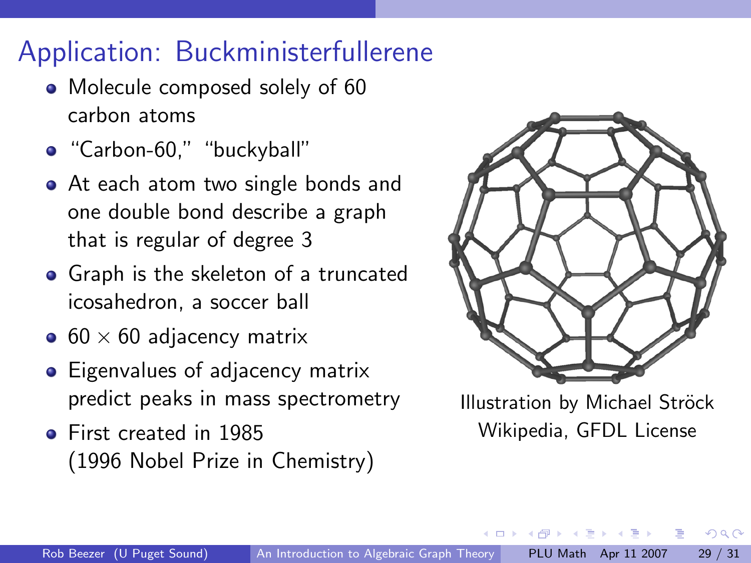# Application: Buckminsterfullerene

- Molecule composed solely of 60 carbon atoms
- "Carbon-60," "buckyball"
- At each atom two single bonds and one double bond describe a graph that is regular of degree 3
- Graph is the skeleton of a truncated icosahedron, a soccer ball
- $60 \times 60$ adjacency matrix
- Eigenvalues of adjacency matrix predict peaks in mass spectrometry
- First created in 1985 (1996 Nobel Prize in Chemistry)

Illustration by Michael Ströck
Wikipedia, GFDL License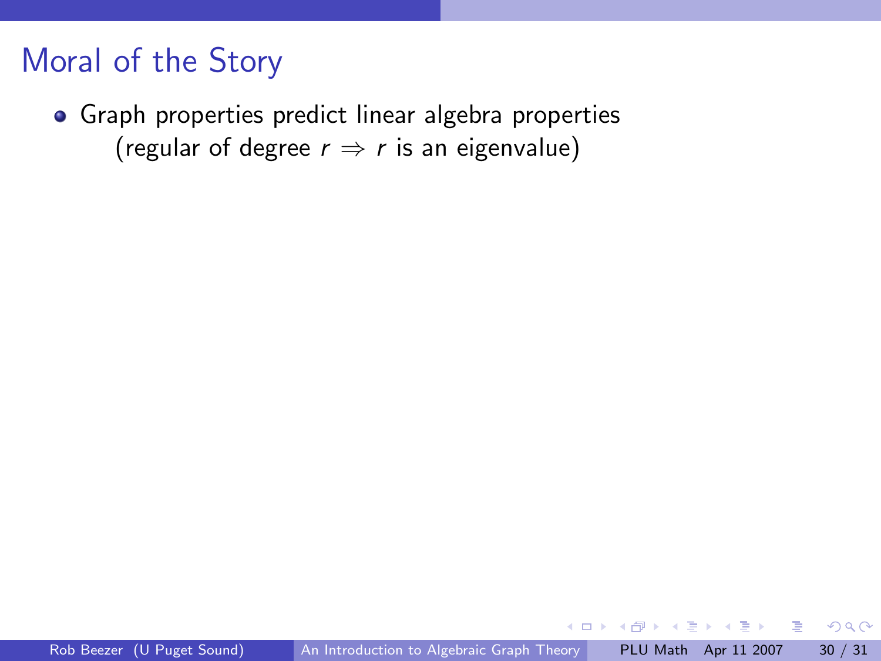# Moral of the Story

- Graph properties predict linear algebra properties
  (regular of degree $r \Rightarrow r$ is an eigenvalue)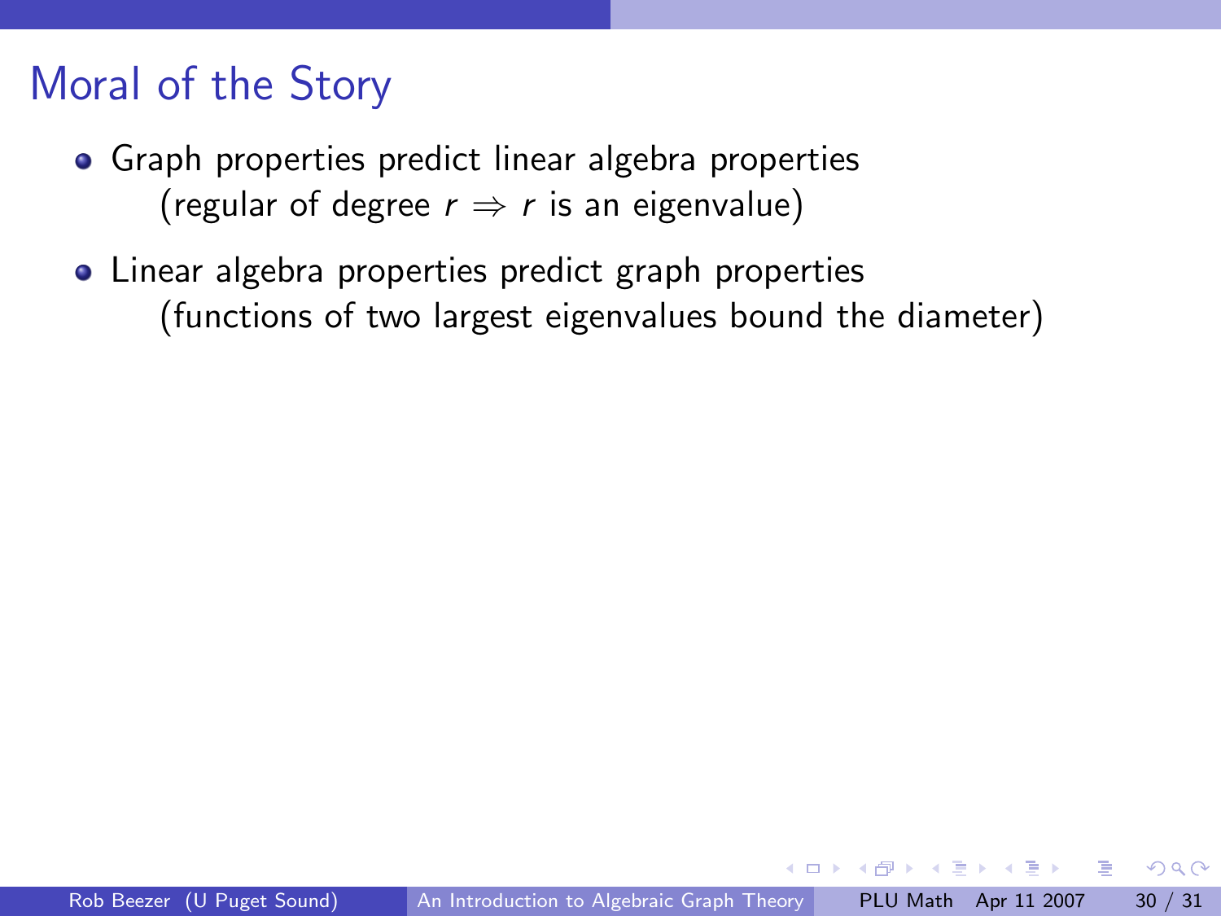# Moral of the Story

- Graph properties predict linear algebra properties
  (regular of degree $r \Rightarrow r$ is an eigenvalue)
- Linear algebra properties predict graph properties
  (functions of two largest eigenvalues bound the diameter)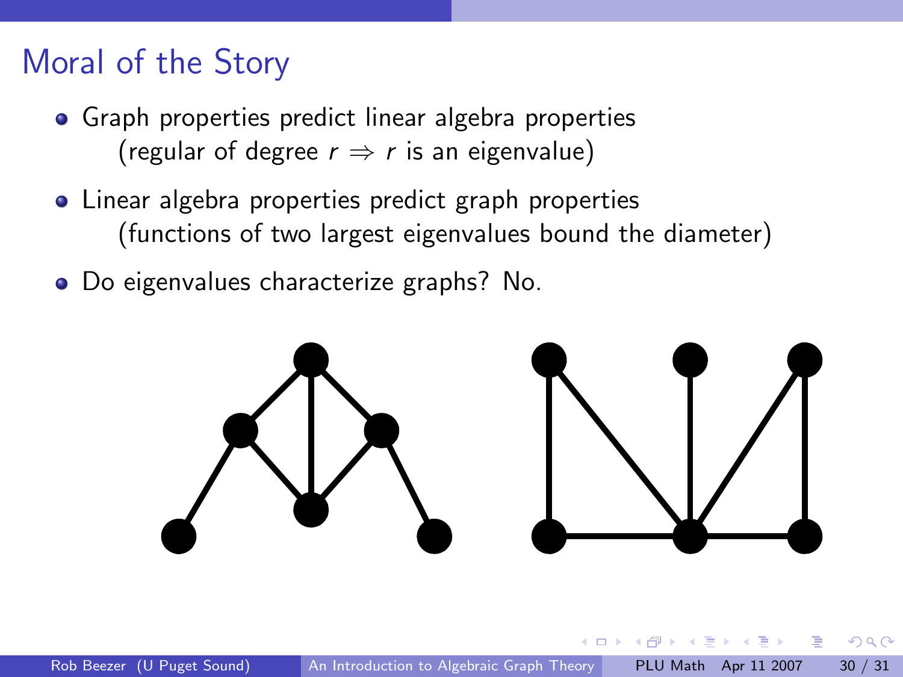# Moral of the Story

- Graph properties predict linear algebra properties
  (regular of degree $r \Rightarrow r$ is an eigenvalue)
- Linear algebra properties predict graph properties
  (functions of two largest eigenvalues bound the diameter)
- Do eigenvalues characterize graphs? No.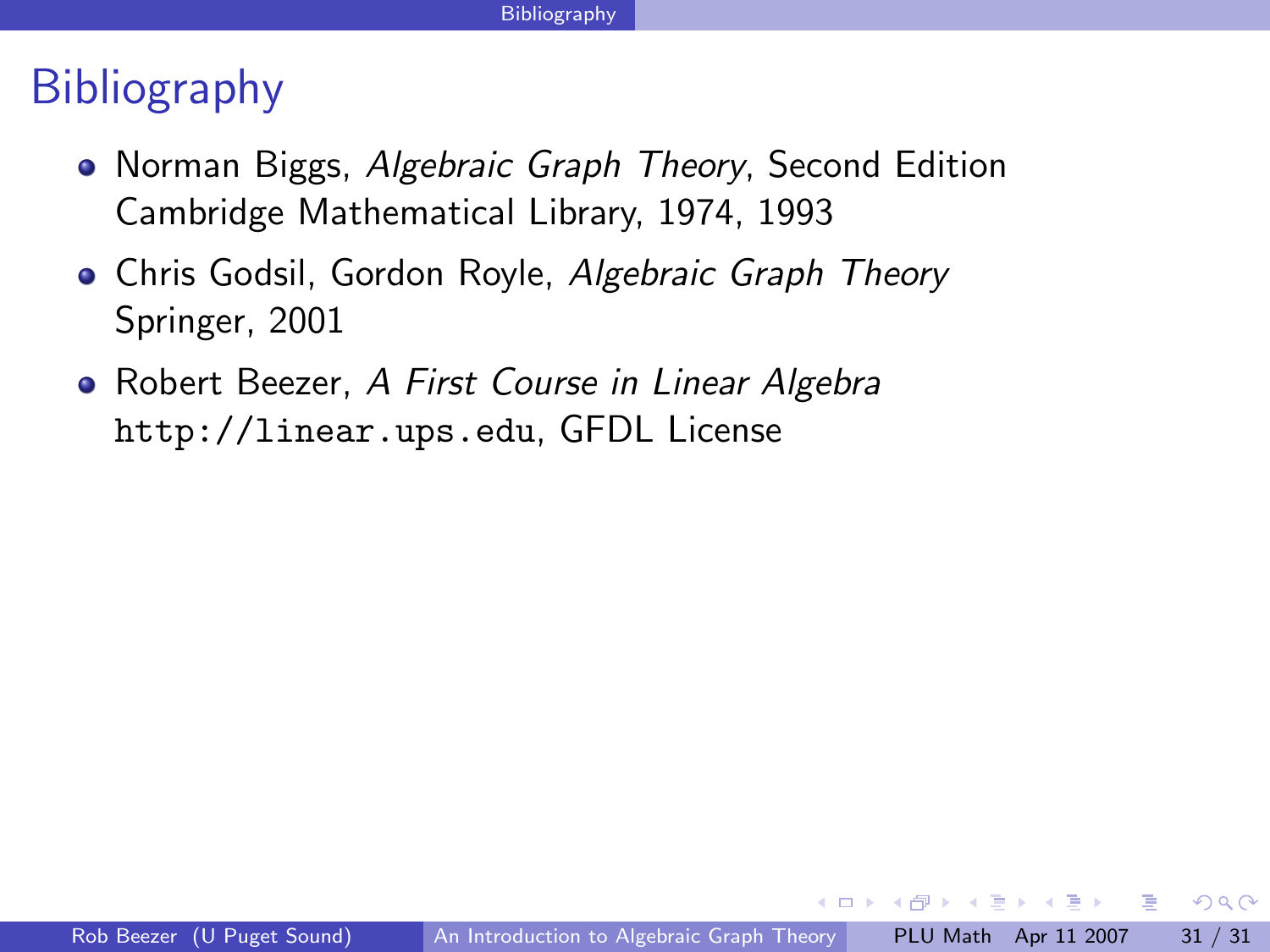# Bibliography

- Norman Biggs, *Algebraic Graph Theory*, Second Edition
  Cambridge Mathematical Library, 1974, 1993
- Chris Godsil, Gordon Royle, *Algebraic Graph Theory*
  Springer, 2001
- Robert Beezer, *A First Course in Linear Algebra*
  `http://linear.ups.edu`, GFDL License